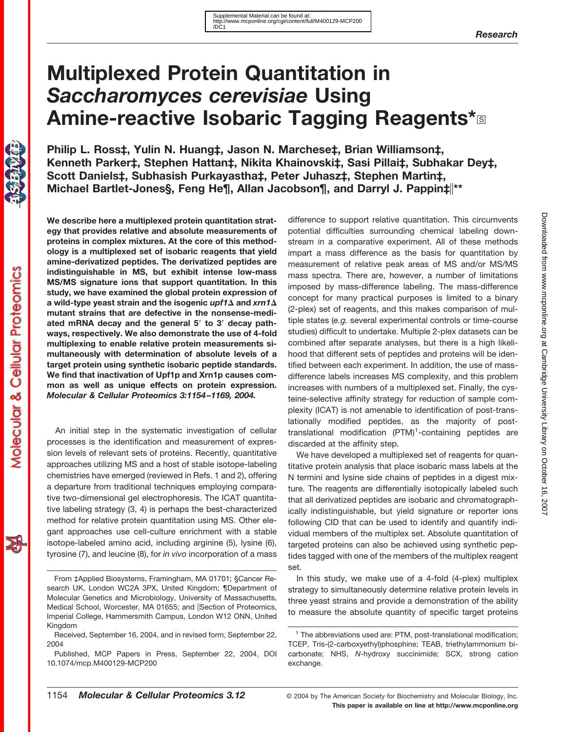Supplemental Material can be found at: http://www.mcponline.org/cgi/content/full/M400129-MCP200/DC1

Research

# Multiplexed Protein Quantitation in *Saccharomyces cerevisiae* Using Amine-reactive Isobaric Tagging Reagents*

**Philip L. Ross‡, Yulin N. Huang‡, Jason N. Marchese‡, Brian Williamson‡, Kenneth Parker‡, Stephen Hattan‡, Nikita Khainovski‡, Sasi Pillai‡, Subhakar Dey‡, Scott Daniels‡, Subhasish Purkayastha‡, Peter Juhasz‡, Stephen Martin‡, Michael Bartlet-Jones§, Feng He¶, Allan Jacobson¶, and Darryl J. Pappin‡‖\*\***

**We describe here a multiplexed protein quantitation strategy that provides relative and absolute measurements of proteins in complex mixtures. At the core of this methodology is a multiplexed set of isobaric reagents that yield amine-derivatized peptides. The derivatized peptides are indistinguishable in MS, but exhibit intense low-mass MS/MS signature ions that support quantitation. In this study, we have examined the global protein expression of a wild-type yeast strain and the isogenic *upf1Δ* and *xrn1Δ* mutant strains that are defective in the nonsense-mediated mRNA decay and the general 5′ to 3′ decay pathways, respectively. We also demonstrate the use of 4-fold multiplexing to enable relative protein measurements simultaneously with determination of absolute levels of a target protein using synthetic isobaric peptide standards. We find that inactivation of Upf1p and Xrn1p causes common as well as unique effects on protein expression. *Molecular & Cellular Proteomics 3:1154–1169, 2004.***

An initial step in the systematic investigation of cellular processes is the identification and measurement of expression levels of relevant sets of proteins. Recently, quantitative approaches utilizing MS and a host of stable isotope-labeling chemistries have emerged (reviewed in Refs. 1 and 2), offering a departure from traditional techniques employing comparative two-dimensional gel electrophoresis. The ICAT quantitative labeling strategy (3, 4) is perhaps the best-characterized method for relative protein quantitation using MS. Other elegant approaches use cell-culture enrichment with a stable isotope-labeled amino acid, including arginine (5), lysine (6), tyrosine (7), and leucine (8), for *in vivo* incorporation of a mass difference to support relative quantitation. This circumvents potential difficulties surrounding chemical labeling downstream in a comparative experiment. All of these methods impart a mass difference as the basis for quantitation by measurement of relative peak areas of MS and/or MS/MS mass spectra. There are, however, a number of limitations imposed by mass-difference labeling. The mass-difference concept for many practical purposes is limited to a binary (2-plex) set of reagents, and this makes comparison of multiple states (*e.g.* several experimental controls or time-course studies) difficult to undertake. Multiple 2-plex datasets can be combined after separate analyses, but there is a high likelihood that different sets of peptides and proteins will be identified between each experiment. In addition, the use of mass-difference labels increases MS complexity, and this problem increases with numbers of a multiplexed set. Finally, the cysteine-selective affinity strategy for reduction of sample complexity (ICAT) is not amenable to identification of post-translationally modified peptides, as the majority of post-translational modification (PTM)[1]-containing peptides are discarded at the affinity step.

We have developed a multiplexed set of reagents for quantitative protein analysis that place isobaric mass labels at the N termini and lysine side chains of peptides in a digest mixture. The reagents are differentially isotopically labeled such that all derivatized peptides are isobaric and chromatographically indistinguishable, but yield signature or reporter ions following CID that can be used to identify and quantify individual members of the multiplex set. Absolute quantitation of targeted proteins can also be achieved using synthetic peptides tagged with one of the members of the multiplex reagent set.

In this study, we make use of a 4-fold (4-plex) multiplex strategy to simultaneously determine relative protein levels in three yeast strains and provide a demonstration of the ability to measure the absolute quantity of specific target proteins

From ‡Applied Biosystems, Framingham, MA 01701; §Cancer Research UK, London WC2A 3PX, United Kingdom; ¶Department of Molecular Genetics and Microbiology, University of Massachusetts, Medical School, Worcester, MA 01655; and ‖Section of Proteomics, Imperial College, Hammersmith Campus, London W12 ONN, United Kingdom

Received, September 16, 2004, and in revised form, September 22, 2004

Published, MCP Papers in Press, September 22, 2004, DOI 10.1074/mcp.M400129-MCP200

[1] The abbreviations used are: PTM, post-translational modification; TCEP, Tris-(2-carboxyethyl)phosphine; TEAB, triethylammonium bicarbonate; NHS, *N*-hydroxy succinimide; SCX, strong cation exchange.

© 2004 by The American Society for Biochemistry and Molecular Biology, Inc. This paper is available on line at http://www.mcponline.org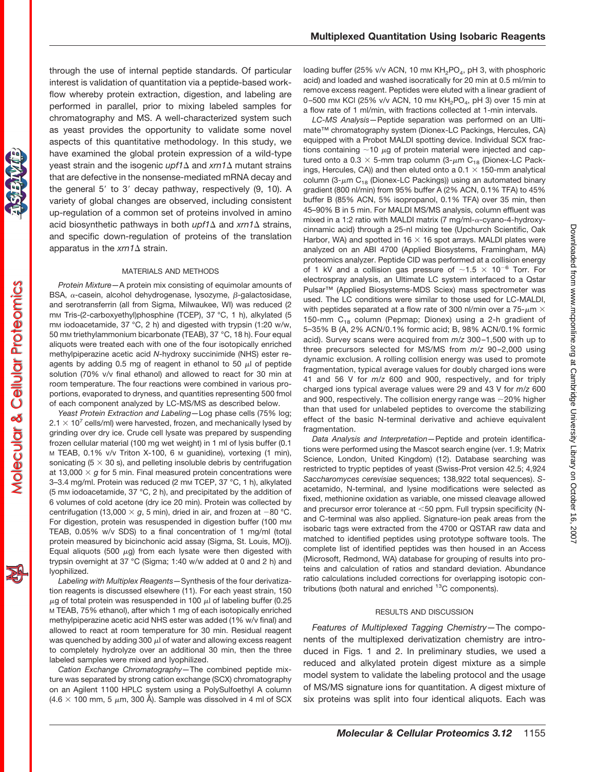through the use of internal peptide standards. Of particular interest is validation of quantitation via a peptide-based workflow whereby protein extraction, digestion, and labeling are performed in parallel, prior to mixing labeled samples for chromatography and MS. A well-characterized system such as yeast provides the opportunity to validate some novel aspects of this quantitative methodology. In this study, we have examined the global protein expression of a wild-type yeast strain and the isogenic *upf1*Δ and *xrn1*Δ mutant strains that are defective in the nonsense-mediated mRNA decay and the general 5′ to 3′ decay pathway, respectively (9, 10). A variety of global changes are observed, including consistent up-regulation of a common set of proteins involved in amino acid biosynthetic pathways in both *upf1*Δ and *xrn1*Δ strains, and specific down-regulation of proteins of the translation apparatus in the *xrn1*Δ strain.

## MATERIALS AND METHODS

*Protein Mixture*—A protein mix consisting of equimolar amounts of BSA, α-casein, alcohol dehydrogenase, lysozyme, β-galactosidase, and serotransferrin (all from Sigma, Milwaukee, WI) was reduced (2 mM Tris-(2-carboxyethyl)phosphine (TCEP), 37 °C, 1 h), alkylated (5 mM iodoacetamide, 37 °C, 2 h) and digested with trypsin (1:20 w/w, 50 mM triethylammonium bicarbonate (TEAB), 37 °C, 18 h). Four equal aliquots were treated each with one of the four isotopically enriched methylpiperazine acetic acid *N*-hydroxy succinimide (NHS) ester reagents by adding 0.5 mg of reagent in ethanol to 50 μl of peptide solution (70% v/v final ethanol) and allowed to react for 30 min at room temperature. The four reactions were combined in various proportions, evaporated to dryness, and quantities representing 500 fmol of each component analyzed by LC-MS/MS as described below.

*Yeast Protein Extraction and Labeling*—Log phase cells (75% log; $2.1 \times 10^7$ cells/ml) were harvested, frozen, and mechanically lysed by grinding over dry ice. Crude cell lysate was prepared by suspending frozen cellular material (100 mg wet weight) in 1 ml of lysis buffer (0.1 M TEAB, 0.1% v/v Triton X-100, 6 M guanidine), vortexing (1 min), sonicating (5 × 30 s), and pelleting insoluble debris by centrifugation at 13,000 × *g* for 5 min. Final measured protein concentrations were 3–3.4 mg/ml. Protein was reduced (2 mM TCEP, 37 °C, 1 h), alkylated (5 mM iodoacetamide, 37 °C, 2 h), and precipitated by the addition of 6 volumes of cold acetone (dry ice 20 min). Protein was collected by centrifugation (13,000 × *g*, 5 min), dried in air, and frozen at −80 °C. For digestion, protein was resuspended in digestion buffer (100 mM TEAB, 0.05% w/v SDS) to a final concentration of 1 mg/ml (total protein measured by bicinchonic acid assay (Sigma, St. Louis, MO)). Equal aliquots (500 μg) from each lysate were then digested with trypsin overnight at 37 °C (Sigma; 1:40 w/w added at 0 and 2 h) and lyophilized.

*Labeling with Multiplex Reagents*—Synthesis of the four derivatization reagents is discussed elsewhere (11). For each yeast strain, 150 μg of total protein was resuspended in 100 μl of labeling buffer (0.25 M TEAB, 75% ethanol), after which 1 mg of each isotopically enriched methylpiperazine acetic acid NHS ester was added (1% w/v final) and allowed to react at room temperature for 30 min. Residual reagent was quenched by adding 300 μl of water and allowing excess reagent to completely hydrolyze over an additional 30 min, then the three labeled samples were mixed and lyophilized.

*Cation Exchange Chromatography*—The combined peptide mixture was separated by strong cation exchange (SCX) chromatography on an Agilent 1100 HPLC system using a PolySulfoethyl A column (4.6 × 100 mm, 5 μm, 300 Å). Sample was dissolved in 4 ml of SCX loading buffer (25% v/v ACN, 10 mM $KH_2PO_4$, pH 3, with phosphoric acid) and loaded and washed isocratically for 20 min at 0.5 ml/min to remove excess reagent. Peptides were eluted with a linear gradient of 0–500 mM KCl (25% v/v ACN, 10 mM $KH_2PO_4$, pH 3) over 15 min at a flow rate of 1 ml/min, with fractions collected at 1-min intervals.

*LC-MS Analysis*—Peptide separation was performed on an Ultimate™ chromatography system (Dionex-LC Packings, Hercules, CA) equipped with a Probot MALDI spotting device. Individual SCX fractions containing ~10 μg of protein material were injected and captured onto a 0.3 × 5-mm trap column (3-μm $C_{18}$ (Dionex-LC Packings, Hercules, CA)) and then eluted onto a 0.1 × 150-mm analytical column (3-μm $C_{18}$ (Dionex-LC Packings)) using an automated binary gradient (800 nl/min) from 95% buffer A (2% ACN, 0.1% TFA) to 45% buffer B (85% ACN, 5% isopropanol, 0.1% TFA) over 35 min, then 45–90% B in 5 min. For MALDI MS/MS analysis, column effluent was mixed in a 1:2 ratio with MALDI matrix (7 mg/ml-α-cyano-4-hydroxycinnamic acid) through a 25-nl mixing tee (Upchurch Scientific, Oak Harbor, WA) and spotted in 16 × 16 spot arrays. MALDI plates were analyzed on an ABI 4700 (Applied Biosystems, Framingham, MA) proteomics analyzer. Peptide CID was performed at a collision energy of 1 kV and a collision gas pressure of $\sim 1.5 \times 10^{-6}$ Torr. For electrospray analysis, an Ultimate LC system interfaced to a Qstar Pulsar™ (Applied Biosystems-MDS Sciex) mass spectrometer was used. The LC conditions were similar to those used for LC-MALDI, with peptides separated at a flow rate of 300 nl/min over a 75-μm × 150-mm $C_{18}$ column (Pepmap; Dionex) using a 2-h gradient of 5–35% B (A, 2% ACN/0.1% formic acid; B, 98% ACN/0.1% formic acid). Survey scans were acquired from *m/z* 300–1,500 with up to three precursors selected for MS/MS from *m/z* 90–2,000 using dynamic exclusion. A rolling collision energy was used to promote fragmentation, typical average values for doubly charged ions were 41 and 56 V for *m/z* 600 and 900, respectively, and for triply charged ions typical average values were 29 and 43 V for *m/z* 600 and 900, respectively. The collision energy range was ~20% higher than that used for unlabeled peptides to overcome the stabilizing effect of the basic N-terminal derivative and achieve equivalent fragmentation.

*Data Analysis and Interpretation*—Peptide and protein identifications were performed using the Mascot search engine (ver. 1.9; Matrix Science, London, United Kingdom) (12). Database searching was restricted to tryptic peptides of yeast (Swiss-Prot version 42.5; 4,924 *Saccharomyces cerevisiae* sequences; 138,922 total sequences). *S*-acetamido, N-terminal, and lysine modifications were selected as fixed, methionine oxidation as variable, one missed cleavage allowed and precursor error tolerance at <50 ppm. Full trypsin specificity (N- and C-terminal was also applied. Signature-ion peak areas from the isobaric tags were extracted from the 4700 or QSTAR raw data and matched to identified peptides using prototype software tools. The complete list of identified peptides was then housed in an Access (Microsoft, Redmond, WA) database for grouping of results into proteins and calculation of ratios and standard deviation. Abundance ratio calculations included corrections for overlapping isotopic contributions (both natural and enriched $^{13}C$ components).

## RESULTS AND DISCUSSION

*Features of Multiplexed Tagging Chemistry*—The components of the multiplexed derivatization chemistry are introduced in Figs. 1 and 2. In preliminary studies, we used a reduced and alkylated protein digest mixture as a simple model system to validate the labeling protocol and the usage of MS/MS signature ions for quantitation. A digest mixture of six proteins was split into four identical aliquots. Each was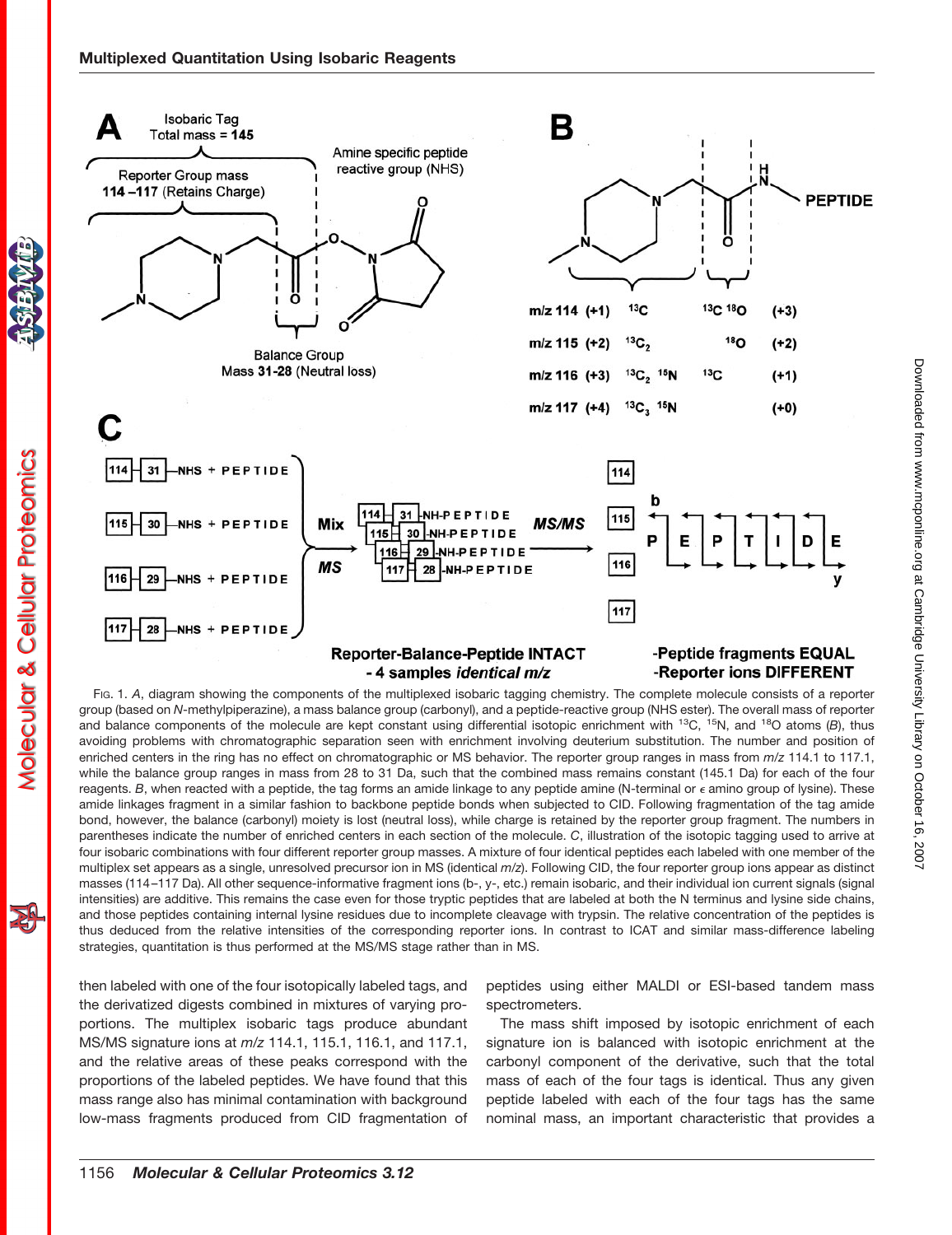A
Isobaric Tag
Total mass = **145**
Reporter Group mass
**114 –117** (Retains Charge)
Amine specific peptide reactive group (NHS)
Balance Group
Mass 31-28 (Neutral loss)

B
PEPTIDE

| | | | |
|---|---|---|---|
| m/z 114 (+1) | $^{13}C$ | $^{13}C$ $^{18}O$ | (+3) |
| m/z 115 (+2) | $^{13}C_2$ | $^{18}O$ | (+2) |
| m/z 116 (+3) | $^{13}C_2$ $^{15}N$ | $^{13}C$ | (+1) |
| m/z 117 (+4) | $^{13}C_3$ $^{15}N$ | | (+0) |

C
114 – 31 –NHS + PEPTIDE
115 – 30 –NHS + PEPTIDE
116 – 29 –NHS + PEPTIDE
117 – 28 –NHS + PEPTIDE
Mix
MS
114 – 31 –NH-PEPTIDE
115 – 30 –NH-PEPTIDE
116 – 29 –NH-PEPTIDE
117 – 28 –NH-PEPTIDE
MS/MS
114
115
116
117
b
P E P T I D E
y
**Reporter-Balance-Peptide INTACT**
**- 4 samples *identical m/z***
**-Peptide fragments EQUAL**
**-Reporter ions DIFFERENT**

Fig. 1. *A*, diagram showing the components of the multiplexed isobaric tagging chemistry. The complete molecule consists of a reporter group (based on *N*-methylpiperazine), a mass balance group (carbonyl), and a peptide-reactive group (NHS ester). The overall mass of reporter and balance components of the molecule are kept constant using differential isotopic enrichment with $^{13}C$, $^{15}N$, and $^{18}O$ atoms (*B*), thus avoiding problems with chromatographic separation seen with enrichment involving deuterium substitution. The number and position of enriched centers in the ring has no effect on chromatographic or MS behavior. The reporter group ranges in mass from *m/z* 114.1 to 117.1, while the balance group ranges in mass from 28 to 31 Da, such that the combined mass remains constant (145.1 Da) for each of the four reagents. *B*, when reacted with a peptide, the tag forms an amide linkage to any peptide amine (N-terminal or $\epsilon$ amino group of lysine). These amide linkages fragment in a similar fashion to backbone peptide bonds when subjected to CID. Following fragmentation of the tag amide bond, however, the balance (carbonyl) moiety is lost (neutral loss), while charge is retained by the reporter group fragment. The numbers in parentheses indicate the number of enriched centers in each section of the molecule. *C*, illustration of the isotopic tagging used to arrive at four isobaric combinations with four different reporter group masses. A mixture of four identical peptides each labeled with one member of the multiplex set appears as a single, unresolved precursor ion in MS (identical *m/z*). Following CID, the four reporter group ions appear as distinct masses (114–117 Da). All other sequence-informative fragment ions (b-, y-, etc.) remain isobaric, and their individual ion current signals (signal intensities) are additive. This remains the case even for those tryptic peptides that are labeled at both the N terminus and lysine side chains, and those peptides containing internal lysine residues due to incomplete cleavage with trypsin. The relative concentration of the peptides is thus deduced from the relative intensities of the corresponding reporter ions. In contrast to ICAT and similar mass-difference labeling strategies, quantitation is thus performed at the MS/MS stage rather than in MS.

then labeled with one of the four isotopically labeled tags, and the derivatized digests combined in mixtures of varying proportions. The multiplex isobaric tags produce abundant MS/MS signature ions at *m/z* 114.1, 115.1, 116.1, and 117.1, and the relative areas of these peaks correspond with the proportions of the labeled peptides. We have found that this mass range also has minimal contamination with background low-mass fragments produced from CID fragmentation of peptides using either MALDI or ESI-based tandem mass spectrometers.

The mass shift imposed by isotopic enrichment of each signature ion is balanced with isotopic enrichment at the carbonyl component of the derivative, such that the total mass of each of the four tags is identical. Thus any given peptide labeled with each of the four tags has the same nominal mass, an important characteristic that provides a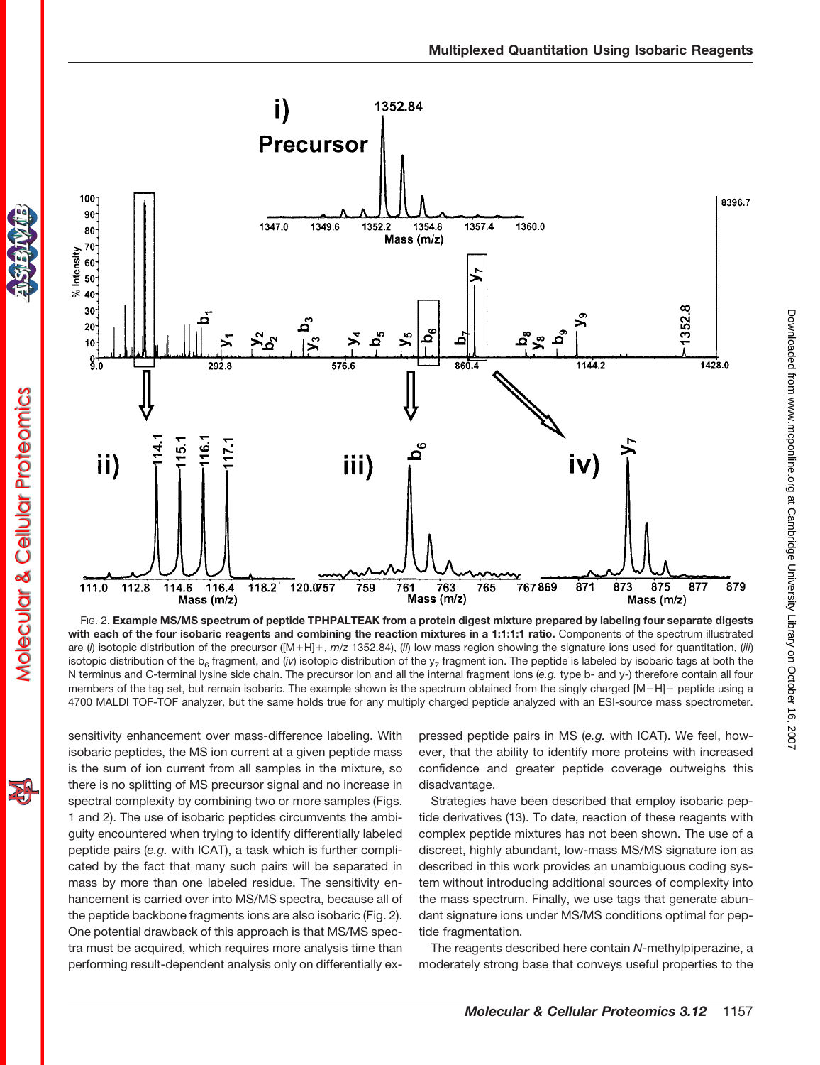FIG. 2. **Example MS/MS spectrum of peptide TPHPALTEAK from a protein digest mixture prepared by labeling four separate digests with each of the four isobaric reagents and combining the reaction mixtures in a 1:1:1:1 ratio.** Components of the spectrum illustrated are (*i*) isotopic distribution of the precursor ([M+H]+, *m/z* 1352.84), (*ii*) low mass region showing the signature ions used for quantitation, (*iii*) isotopic distribution of the $b_6$ fragment, and (*iv*) isotopic distribution of the $y_7$ fragment ion. The peptide is labeled by isobaric tags at both the N terminus and C-terminal lysine side chain. The precursor ion and all the internal fragment ions (*e.g.* type b- and y-) therefore contain all four members of the tag set, but remain isobaric. The example shown is the spectrum obtained from the singly charged [M+H]+ peptide using a 4700 MALDI TOF-TOF analyzer, but the same holds true for any multiply charged peptide analyzed with an ESI-source mass spectrometer.

sensitivity enhancement over mass-difference labeling. With isobaric peptides, the MS ion current at a given peptide mass is the sum of ion current from all samples in the mixture, so there is no splitting of MS precursor signal and no increase in spectral complexity by combining two or more samples (Figs. 1 and 2). The use of isobaric peptides circumvents the ambiguity encountered when trying to identify differentially labeled peptide pairs (*e.g.* with ICAT), a task which is further complicated by the fact that many such pairs will be separated in mass by more than one labeled residue. The sensitivity enhancement is carried over into MS/MS spectra, because all of the peptide backbone fragments ions are also isobaric (Fig. 2). One potential drawback of this approach is that MS/MS spectra must be acquired, which requires more analysis time than performing result-dependent analysis only on differentially expressed peptide pairs in MS (*e.g.* with ICAT). We feel, however, that the ability to identify more proteins with increased confidence and greater peptide coverage outweighs this disadvantage.

Strategies have been described that employ isobaric peptide derivatives (13). To date, reaction of these reagents with complex peptide mixtures has not been shown. The use of a discreet, highly abundant, low-mass MS/MS signature ion as described in this work provides an unambiguous coding system without introducing additional sources of complexity into the mass spectrum. Finally, we use tags that generate abundant signature ions under MS/MS conditions optimal for peptide fragmentation.

The reagents described here contain *N*-methylpiperazine, a moderately strong base that conveys useful properties to the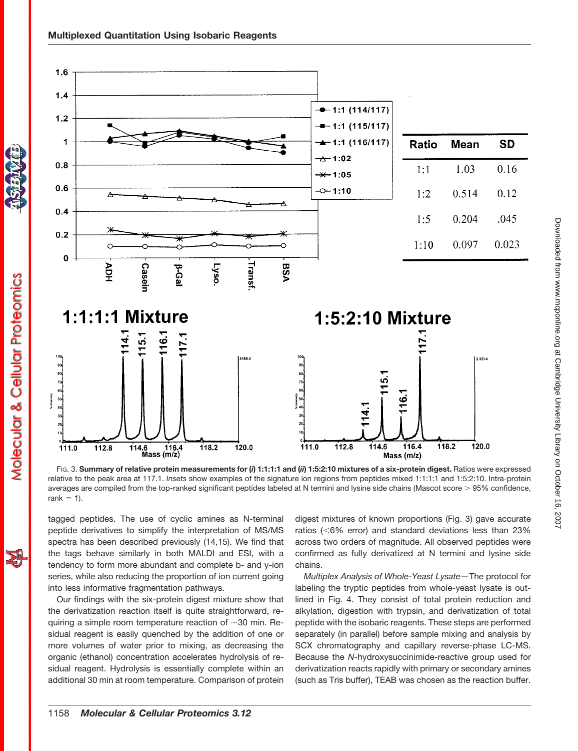| Ratio | Mean | SD |
|---|---|---|
| 1:1 | 1.03 | 0.16 |
| 1:2 | 0.514 | 0.12 |
| 1:5 | 0.204 | .045 |
| 1:10 | 0.097 | 0.023 |

Fig. 3. **Summary of relative protein measurements for (*i*) 1:1:1:1 and (*ii*) 1:5:2:10 mixtures of a six-protein digest.** Ratios were expressed relative to the peak area at 117.1. *Insets* show examples of the signature ion regions from peptides mixed 1:1:1:1 and 1:5:2:10. Intra-protein averages are compiled from the top-ranked significant peptides labeled at N termini and lysine side chains (Mascot score > 95% confidence, rank = 1).

tagged peptides. The use of cyclic amines as N-terminal peptide derivatives to simplify the interpretation of MS/MS spectra has been described previously (14,15). We find that the tags behave similarly in both MALDI and ESI, with a tendency to form more abundant and complete b- and y-ion series, while also reducing the proportion of ion current going into less informative fragmentation pathways.

Our findings with the six-protein digest mixture show that the derivatization reaction itself is quite straightforward, requiring a simple room temperature reaction of ~30 min. Residual reagent is easily quenched by the addition of one or more volumes of water prior to mixing, as decreasing the organic (ethanol) concentration accelerates hydrolysis of residual reagent. Hydrolysis is essentially complete within an additional 30 min at room temperature. Comparison of protein digest mixtures of known proportions (Fig. 3) gave accurate ratios (<6% error) and standard deviations less than 23% across two orders of magnitude. All observed peptides were confirmed as fully derivatized at N termini and lysine side chains.

*Multiplex Analysis of Whole-Yeast Lysate*—The protocol for labeling the tryptic peptides from whole-yeast lysate is outlined in Fig. 4. They consist of total protein reduction and alkylation, digestion with trypsin, and derivatization of total peptide with the isobaric reagents. These steps are performed separately (in parallel) before sample mixing and analysis by SCX chromatography and capillary reverse-phase LC-MS. Because the *N*-hydroxysuccinimide-reactive group used for derivatization reacts rapidly with primary or secondary amines (such as Tris buffer), TEAB was chosen as the reaction buffer.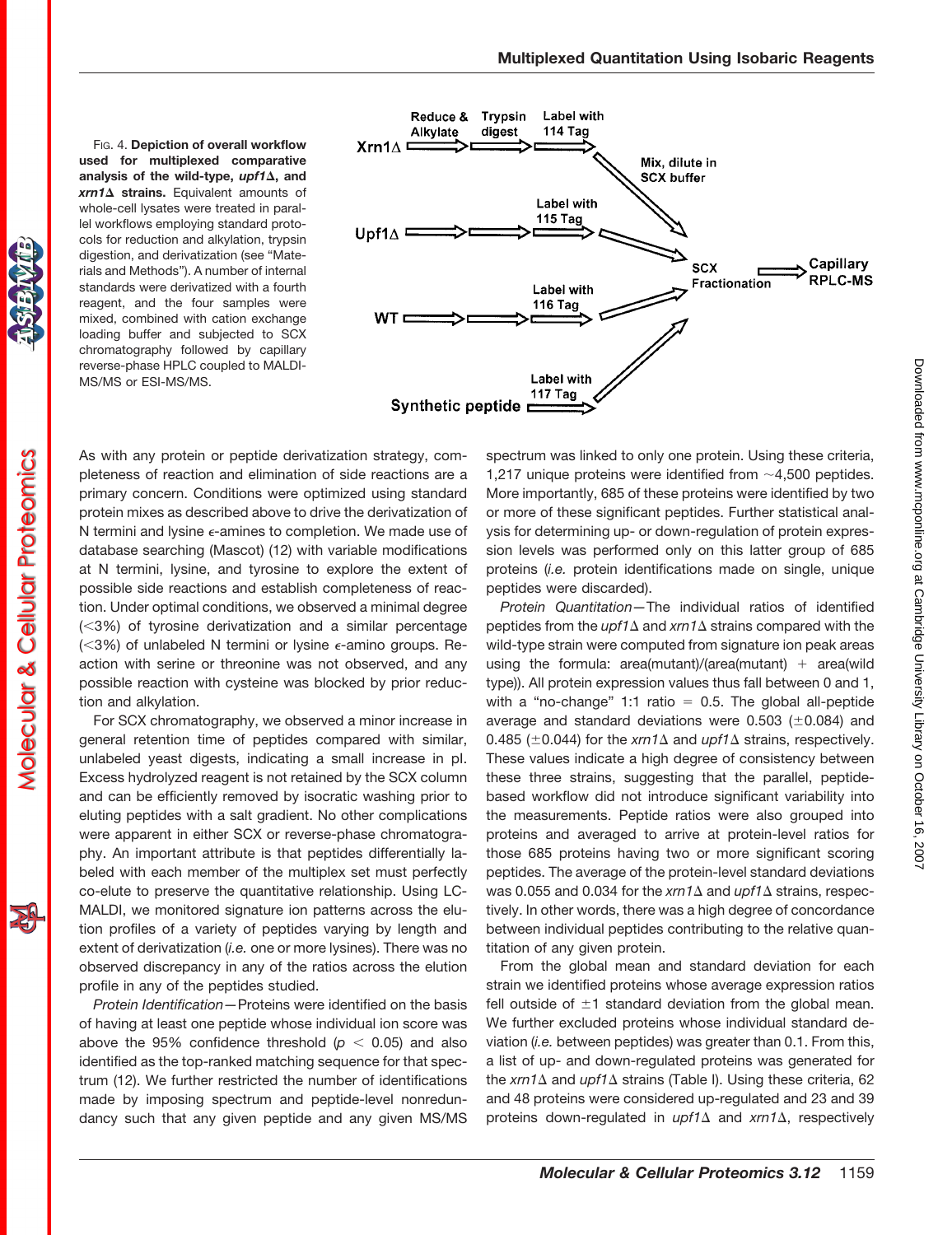FIG. 4. **Depiction of overall workflow used for multiplexed comparative analysis of the wild-type, *upf1Δ*, and *xrn1Δ* strains.** Equivalent amounts of whole-cell lysates were treated in parallel workflows employing standard protocols for reduction and alkylation, trypsin digestion, and derivatization (see "Materials and Methods"). A number of internal standards were derivatized with a fourth reagent, and the four samples were mixed, combined with cation exchange loading buffer and subjected to SCX chromatography followed by capillary reverse-phase HPLC coupled to MALDI-MS/MS or ESI-MS/MS.

As with any protein or peptide derivatization strategy, completeness of reaction and elimination of side reactions are a primary concern. Conditions were optimized using standard protein mixes as described above to drive the derivatization of N termini and lysine ε-amines to completion. We made use of database searching (Mascot) (12) with variable modifications at N termini, lysine, and tyrosine to explore the extent of possible side reactions and establish completeness of reaction. Under optimal conditions, we observed a minimal degree (<3%) of tyrosine derivatization and a similar percentage (<3%) of unlabeled N termini or lysine ε-amino groups. Reaction with serine or threonine was not observed, and any possible reaction with cysteine was blocked by prior reduction and alkylation.

For SCX chromatography, we observed a minor increase in general retention time of peptides compared with similar, unlabeled yeast digests, indicating a small increase in pI. Excess hydrolyzed reagent is not retained by the SCX column and can be efficiently removed by isocratic washing prior to eluting peptides with a salt gradient. No other complications were apparent in either SCX or reverse-phase chromatography. An important attribute is that peptides differentially labeled with each member of the multiplex set must perfectly co-elute to preserve the quantitative relationship. Using LC-MALDI, we monitored signature ion patterns across the elution profiles of a variety of peptides varying by length and extent of derivatization (*i.e.* one or more lysines). There was no observed discrepancy in any of the ratios across the elution profile in any of the peptides studied.

*Protein Identification*—Proteins were identified on the basis of having at least one peptide whose individual ion score was above the 95% confidence threshold ($p < 0.05$) and also identified as the top-ranked matching sequence for that spectrum (12). We further restricted the number of identifications made by imposing spectrum and peptide-level nonredundancy such that any given peptide and any given MS/MS spectrum was linked to only one protein. Using these criteria, 1,217 unique proteins were identified from ~4,500 peptides. More importantly, 685 of these proteins were identified by two or more of these significant peptides. Further statistical analysis for determining up- or down-regulation of protein expression levels was performed only on this latter group of 685 proteins (*i.e.* protein identifications made on single, unique peptides were discarded).

*Protein Quantitation*—The individual ratios of identified peptides from the *upf1Δ* and *xrn1Δ* strains compared with the wild-type strain were computed from signature ion peak areas using the formula: area(mutant)/(area(mutant) + area(wild type)). All protein expression values thus fall between 0 and 1, with a "no-change" 1:1 ratio = 0.5. The global all-peptide average and standard deviations were 0.503 (±0.084) and 0.485 (±0.044) for the *xrn1Δ* and *upf1Δ* strains, respectively. These values indicate a high degree of consistency between these three strains, suggesting that the parallel, peptide-based workflow did not introduce significant variability into the measurements. Peptide ratios were also grouped into proteins and averaged to arrive at protein-level ratios for those 685 proteins having two or more significant scoring peptides. The average of the protein-level standard deviations was 0.055 and 0.034 for the *xrn1Δ* and *upf1Δ* strains, respectively. In other words, there was a high degree of concordance between individual peptides contributing to the relative quantitation of any given protein.

From the global mean and standard deviation for each strain we identified proteins whose average expression ratios fell outside of ±1 standard deviation from the global mean. We further excluded proteins whose individual standard deviation (*i.e.* between peptides) was greater than 0.1. From this, a list of up- and down-regulated proteins was generated for the *xrn1Δ* and *upf1Δ* strains (Table I). Using these criteria, 62 and 48 proteins were considered up-regulated and 23 and 39 proteins down-regulated in *upf1Δ* and *xrn1Δ*, respectively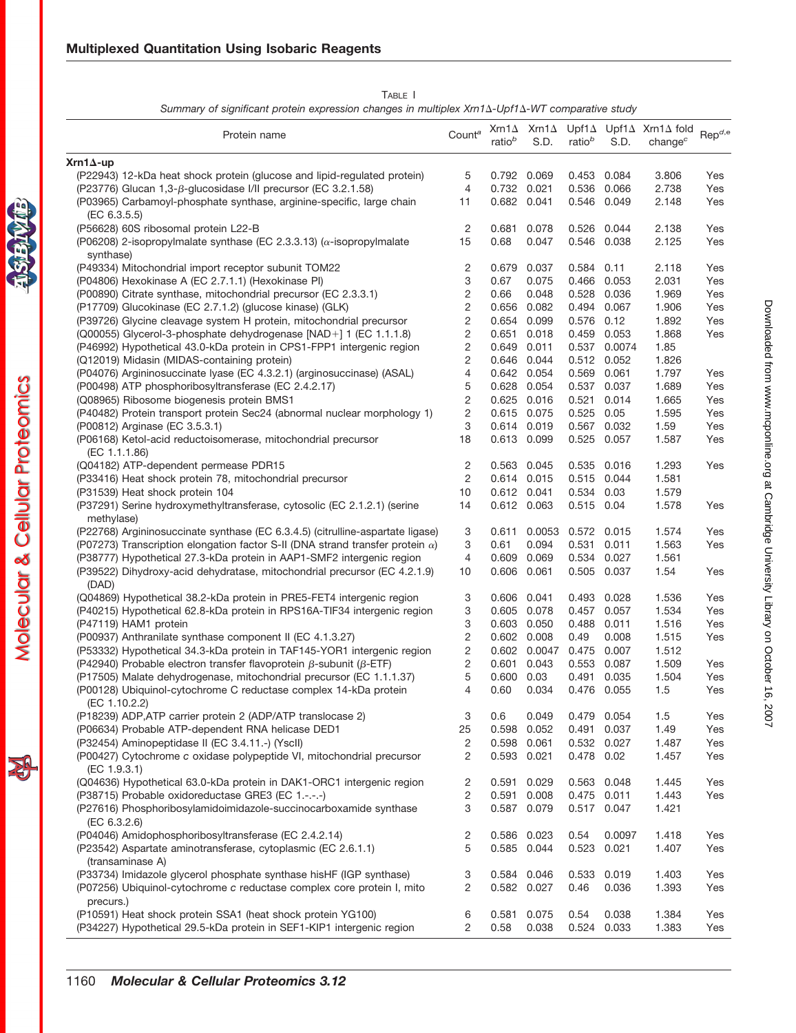TABLE I

*Summary of significant protein expression changes in multiplex Xrn1Δ-Upf1Δ-WT comparative study*

| Protein name | Count[a] | Xrn1Δ ratio[b] | Xrn1Δ S.D. | Upf1Δ ratio[b] | Upf1Δ S.D. | Xrn1Δ fold change[c] | Rep[d,e] |
|---|---|---|---|---|---|---|---|
| **Xrn1Δ-up** | | | | | | | |
| (P22943) 12-kDa heat shock protein (glucose and lipid-regulated protein) | 5 | 0.792 | 0.069 | 0.453 | 0.084 | 3.806 | Yes |
| (P23776) Glucan 1,3-β-glucosidase I/II precursor (EC 3.2.1.58) | 4 | 0.732 | 0.021 | 0.536 | 0.066 | 2.738 | Yes |
| (P03965) Carbamoyl-phosphate synthase, arginine-specific, large chain (EC 6.3.5.5) | 11 | 0.682 | 0.041 | 0.546 | 0.049 | 2.148 | Yes |
| (P56628) 60S ribosomal protein L22-B | 2 | 0.681 | 0.078 | 0.526 | 0.044 | 2.138 | Yes |
| (P06208) 2-isopropylmalate synthase (EC 2.3.3.13) (α-isopropylmalate synthase) | 15 | 0.68 | 0.047 | 0.546 | 0.038 | 2.125 | Yes |
| (P49334) Mitochondrial import receptor subunit TOM22 | 2 | 0.679 | 0.037 | 0.584 | 0.11 | 2.118 | Yes |
| (P04806) Hexokinase A (EC 2.7.1.1) (Hexokinase PI) | 3 | 0.67 | 0.075 | 0.466 | 0.053 | 2.031 | Yes |
| (P00890) Citrate synthase, mitochondrial precursor (EC 2.3.3.1) | 2 | 0.66 | 0.048 | 0.528 | 0.036 | 1.969 | Yes |
| (P17709) Glucokinase (EC 2.7.1.2) (glucose kinase) (GLK) | 2 | 0.656 | 0.082 | 0.494 | 0.067 | 1.906 | Yes |
| (P39726) Glycine cleavage system H protein, mitochondrial precursor | 2 | 0.654 | 0.099 | 0.576 | 0.12 | 1.892 | Yes |
| (Q00055) Glycerol-3-phosphate dehydrogenase [NAD+] 1 (EC 1.1.1.8) | 2 | 0.651 | 0.018 | 0.459 | 0.053 | 1.868 | Yes |
| (P46992) Hypothetical 43.0-kDa protein in CPS1-FPP1 intergenic region | 2 | 0.649 | 0.011 | 0.537 | 0.0074 | 1.85 | |
| (Q12019) Midasin (MIDAS-containing protein) | 2 | 0.646 | 0.044 | 0.512 | 0.052 | 1.826 | |
| (P04076) Argininosuccinate lyase (EC 4.3.2.1) (arginosuccinase) (ASAL) | 4 | 0.642 | 0.054 | 0.569 | 0.061 | 1.797 | Yes |
| (P00498) ATP phosphoribosyltransferase (EC 2.4.2.17) | 5 | 0.628 | 0.054 | 0.537 | 0.037 | 1.689 | Yes |
| (Q08965) Ribosome biogenesis protein BMS1 | 2 | 0.625 | 0.016 | 0.521 | 0.014 | 1.665 | Yes |
| (P40482) Protein transport protein Sec24 (abnormal nuclear morphology 1) | 2 | 0.615 | 0.075 | 0.525 | 0.05 | 1.595 | Yes |
| (P00812) Arginase (EC 3.5.3.1) | 3 | 0.614 | 0.019 | 0.567 | 0.032 | 1.59 | Yes |
| (P06168) Ketol-acid reductoisomerase, mitochondrial precursor (EC 1.1.1.86) | 18 | 0.613 | 0.099 | 0.525 | 0.057 | 1.587 | Yes |
| (Q04182) ATP-dependent permease PDR15 | 2 | 0.563 | 0.045 | 0.535 | 0.016 | 1.293 | Yes |
| (P33416) Heat shock protein 78, mitochondrial precursor | 2 | 0.614 | 0.015 | 0.515 | 0.044 | 1.581 | |
| (P31539) Heat shock protein 104 | 10 | 0.612 | 0.041 | 0.534 | 0.03 | 1.579 | |
| (P37291) Serine hydroxymethyltransferase, cytosolic (EC 2.1.2.1) (serine methylase) | 14 | 0.612 | 0.063 | 0.515 | 0.04 | 1.578 | Yes |
| (P22768) Argininosuccinate synthase (EC 6.3.4.5) (citrulline-aspartate ligase) | 3 | 0.611 | 0.0053 | 0.572 | 0.015 | 1.574 | Yes |
| (P07273) Transcription elongation factor S-II (DNA strand transfer protein α) | 3 | 0.61 | 0.094 | 0.531 | 0.011 | 1.563 | Yes |
| (P38777) Hypothetical 27.3-kDa protein in AAP1-SMF2 intergenic region | 4 | 0.609 | 0.069 | 0.534 | 0.027 | 1.561 | |
| (P39522) Dihydroxy-acid dehydratase, mitochondrial precursor (EC 4.2.1.9) (DAD) | 10 | 0.606 | 0.061 | 0.505 | 0.037 | 1.54 | Yes |
| (Q04869) Hypothetical 38.2-kDa protein in PRE5-FET4 intergenic region | 3 | 0.606 | 0.041 | 0.493 | 0.028 | 1.536 | Yes |
| (P40215) Hypothetical 62.8-kDa protein in RPS16A-TIF34 intergenic region | 3 | 0.605 | 0.078 | 0.457 | 0.057 | 1.534 | Yes |
| (P47119) HAM1 protein | 3 | 0.603 | 0.050 | 0.488 | 0.011 | 1.516 | Yes |
| (P00937) Anthranilate synthase component II (EC 4.1.3.27) | 2 | 0.602 | 0.008 | 0.49 | 0.008 | 1.515 | Yes |
| (P53332) Hypothetical 34.3-kDa protein in TAF145-YOR1 intergenic region | 2 | 0.602 | 0.0047 | 0.475 | 0.007 | 1.512 | |
| (P42940) Probable electron transfer flavoprotein β-subunit (β-ETF) | 2 | 0.601 | 0.043 | 0.553 | 0.087 | 1.509 | Yes |
| (P17505) Malate dehydrogenase, mitochondrial precursor (EC 1.1.1.37) | 5 | 0.600 | 0.03 | 0.491 | 0.035 | 1.504 | Yes |
| (P00128) Ubiquinol-cytochrome C reductase complex 14-kDa protein (EC 1.10.2.2) | 4 | 0.60 | 0.034 | 0.476 | 0.055 | 1.5 | Yes |
| (P18239) ADP,ATP carrier protein 2 (ADP/ATP translocase 2) | 3 | 0.6 | 0.049 | 0.479 | 0.054 | 1.5 | Yes |
| (P06634) Probable ATP-dependent RNA helicase DED1 | 25 | 0.598 | 0.052 | 0.491 | 0.037 | 1.49 | Yes |
| (P32454) Aminopeptidase II (EC 3.4.11.-) (YscII) | 2 | 0.598 | 0.061 | 0.532 | 0.027 | 1.487 | Yes |
| (P00427) Cytochrome *c* oxidase polypeptide VI, mitochondrial precursor (EC 1.9.3.1) | 2 | 0.593 | 0.021 | 0.478 | 0.02 | 1.457 | Yes |
| (Q04636) Hypothetical 63.0-kDa protein in DAK1-ORC1 intergenic region | 2 | 0.591 | 0.029 | 0.563 | 0.048 | 1.445 | Yes |
| (P38715) Probable oxidoreductase GRE3 (EC 1.-.-.-) | 2 | 0.591 | 0.008 | 0.475 | 0.011 | 1.443 | Yes |
| (P27616) Phosphoribosylamidoimidazole-succinocarboxamide synthase (EC 6.3.2.6) | 3 | 0.587 | 0.079 | 0.517 | 0.047 | 1.421 | |
| (P04046) Amidophosphoribosyltransferase (EC 2.4.2.14) | 2 | 0.586 | 0.023 | 0.54 | 0.0097 | 1.418 | Yes |
| (P23542) Aspartate aminotransferase, cytoplasmic (EC 2.6.1.1) (transaminase A) | 5 | 0.585 | 0.044 | 0.523 | 0.021 | 1.407 | Yes |
| (P33734) Imidazole glycerol phosphate synthase hisHF (IGP synthase) | 3 | 0.584 | 0.046 | 0.533 | 0.019 | 1.403 | Yes |
| (P07256) Ubiquinol-cytochrome *c* reductase complex core protein I, mito precurs.) | 2 | 0.582 | 0.027 | 0.46 | 0.036 | 1.393 | Yes |
| (P10591) Heat shock protein SSA1 (heat shock protein YG100) | 6 | 0.581 | 0.075 | 0.54 | 0.038 | 1.384 | Yes |
| (P34227) Hypothetical 29.5-kDa protein in SEF1-KIP1 intergenic region | 2 | 0.58 | 0.038 | 0.524 | 0.033 | 1.383 | Yes |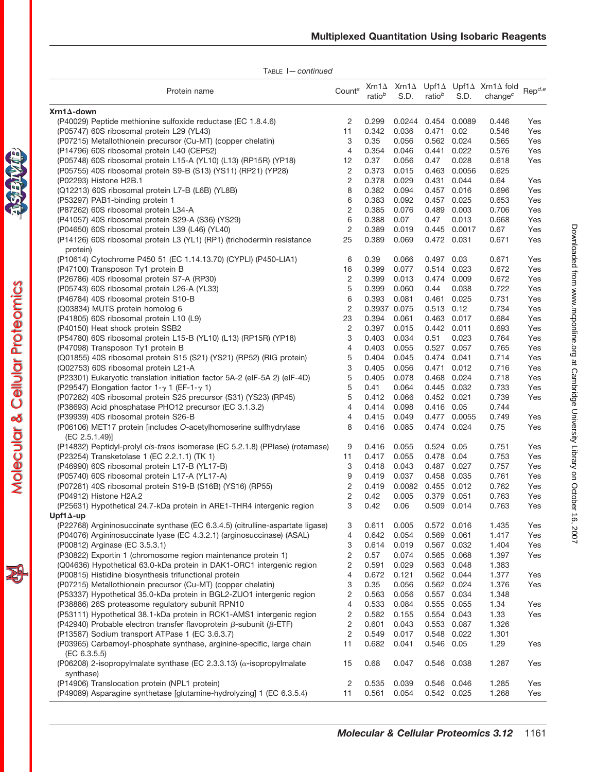TABLE I—*continued*

| Protein name | Count[a] | Xrn1Δ ratio[b] | Xrn1Δ S.D. | Upf1Δ ratio[b] | Upf1Δ S.D. | Xrn1Δ fold change[c] | Rep[d,e] |
|---|---|---|---|---|---|---|---|
| **Xrn1Δ-down** | | | | | | | |
| (P40029) Peptide methionine sulfoxide reductase (EC 1.8.4.6) | 2 | 0.299 | 0.0244 | 0.454 | 0.0089 | 0.446 | Yes |
| (P05747) 60S ribosomal protein L29 (YL43) | 11 | 0.342 | 0.036 | 0.471 | 0.02 | 0.546 | Yes |
| (P07215) Metallothionein precursor (Cu-MT) (copper chelatin) | 3 | 0.35 | 0.056 | 0.562 | 0.024 | 0.565 | Yes |
| (P14796) 60S ribosomal protein L40 (CEP52) | 4 | 0.354 | 0.046 | 0.441 | 0.022 | 0.576 | Yes |
| (P05748) 60S ribosomal protein L15-A (YL10) (L13) (RP15R) (YP18) | 12 | 0.37 | 0.056 | 0.47 | 0.028 | 0.618 | Yes |
| (P05755) 40S ribosomal protein S9-B (S13) (YS11) (RP21) (YP28) | 2 | 0.373 | 0.015 | 0.463 | 0.0056 | 0.625 | |
| (P02293) Histone H2B.1 | 2 | 0.378 | 0.029 | 0.431 | 0.044 | 0.64 | Yes |
| (Q12213) 60S ribosomal protein L7-B (L6B) (YL8B) | 8 | 0.382 | 0.094 | 0.457 | 0.016 | 0.696 | Yes |
| (P53297) PAB1-binding protein 1 | 6 | 0.383 | 0.092 | 0.457 | 0.025 | 0.653 | Yes |
| (P87262) 60S ribosomal protein L34-A | 2 | 0.385 | 0.076 | 0.489 | 0.003 | 0.706 | Yes |
| (P41057) 40S ribosomal protein S29-A (S36) (YS29) | 6 | 0.388 | 0.07 | 0.47 | 0.013 | 0.668 | Yes |
| (P04650) 60S ribosomal protein L39 (L46) (YL40) | 2 | 0.389 | 0.019 | 0.445 | 0.0017 | 0.67 | Yes |
| (P14126) 60S ribosomal protein L3 (YL1) (RP1) (trichodermin resistance protein) | 25 | 0.389 | 0.069 | 0.472 | 0.031 | 0.671 | Yes |
| (P10614) Cytochrome P450 51 (EC 1.14.13.70) (CYPLI) (P450-LIA1) | 6 | 0.39 | 0.066 | 0.497 | 0.03 | 0.671 | Yes |
| (P47100) Transposon Ty1 protein B | 16 | 0.399 | 0.077 | 0.514 | 0.023 | 0.672 | Yes |
| (P26786) 40S ribosomal protein S7-A (RP30) | 2 | 0.399 | 0.013 | 0.474 | 0.009 | 0.672 | Yes |
| (P05743) 60S ribosomal protein L26-A (YL33) | 5 | 0.399 | 0.060 | 0.44 | 0.038 | 0.722 | Yes |
| (P46784) 40S ribosomal protein S10-B | 6 | 0.393 | 0.081 | 0.461 | 0.025 | 0.731 | Yes |
| (Q03834) MUTS protein homolog 6 | 2 | 0.3937 | 0.075 | 0.513 | 0.12 | 0.734 | Yes |
| (P41805) 60S ribosomal protein L10 (L9) | 23 | 0.394 | 0.061 | 0.463 | 0.017 | 0.684 | Yes |
| (P40150) Heat shock protein SSB2 | 2 | 0.397 | 0.015 | 0.442 | 0.011 | 0.693 | Yes |
| (P54780) 60S ribosomal protein L15-B (YL10) (L13) (RP15R) (YP18) | 3 | 0.403 | 0.034 | 0.51 | 0.023 | 0.764 | Yes |
| (P47098) Transposon Ty1 protein B | 4 | 0.403 | 0.055 | 0.527 | 0.057 | 0.765 | Yes |
| (Q01855) 40S ribosomal protein S15 (S21) (YS21) (RP52) (RIG protein) | 5 | 0.404 | 0.045 | 0.474 | 0.041 | 0.714 | Yes |
| (Q02753) 60S ribosomal protein L21-A | 3 | 0.405 | 0.056 | 0.471 | 0.012 | 0.716 | Yes |
| (P23301) Eukaryotic translation initiation factor 5A-2 (eIF-5A 2) (eIF-4D) | 5 | 0.405 | 0.078 | 0.468 | 0.024 | 0.718 | Yes |
| (P29547) Elongation factor 1-γ 1 (EF-1-γ 1) | 5 | 0.41 | 0.064 | 0.445 | 0.032 | 0.733 | Yes |
| (P07282) 40S ribosomal protein S25 precursor (S31) (YS23) (RP45) | 5 | 0.412 | 0.066 | 0.452 | 0.021 | 0.739 | Yes |
| (P38693) Acid phosphatase PHO12 precursor (EC 3.1.3.2) | 4 | 0.414 | 0.098 | 0.416 | 0.05 | 0.744 | |
| (P39939) 40S ribosomal protein S26-B | 4 | 0.415 | 0.049 | 0.477 | 0.0055 | 0.749 | Yes |
| (P06106) MET17 protein [includes *O*-acetylhomoserine sulfhydrylase (EC 2.5.1.49)] | 8 | 0.416 | 0.085 | 0.474 | 0.024 | 0.75 | Yes |
| (P14832) Peptidyl-prolyl *cis-trans* isomerase (EC 5.2.1.8) (PPIase) (rotamase) | 9 | 0.416 | 0.055 | 0.524 | 0.05 | 0.751 | Yes |
| (P23254) Transketolase 1 (EC 2.2.1.1) (TK 1) | 11 | 0.417 | 0.055 | 0.478 | 0.04 | 0.753 | Yes |
| (P46990) 60S ribosomal protein L17-B (YL17-B) | 3 | 0.418 | 0.043 | 0.487 | 0.027 | 0.757 | Yes |
| (P05740) 60S ribosomal protein L17-A (YL17-A) | 9 | 0.419 | 0.037 | 0.458 | 0.035 | 0.761 | Yes |
| (P07281) 40S ribosomal protein S19-B (S16B) (YS16) (RP55) | 2 | 0.419 | 0.0082 | 0.455 | 0.012 | 0.762 | Yes |
| (P04912) Histone H2A.2 | 2 | 0.42 | 0.005 | 0.379 | 0.051 | 0.763 | Yes |
| (P25631) Hypothetical 24.7-kDa protein in ARE1-THR4 intergenic region | 3 | 0.42 | 0.06 | 0.509 | 0.014 | 0.763 | Yes |
| **Upf1Δ-up** | | | | | | | |
| (P22768) Argininosuccinate synthase (EC 6.3.4.5) (citrulline-aspartate ligase) | 3 | 0.611 | 0.005 | 0.572 | 0.016 | 1.435 | Yes |
| (P04076) Argininosuccinate lyase (EC 4.3.2.1) (arginosuccinase) (ASAL) | 4 | 0.642 | 0.054 | 0.569 | 0.061 | 1.417 | Yes |
| (P00812) Arginase (EC 3.5.3.1) | 3 | 0.614 | 0.019 | 0.567 | 0.032 | 1.404 | Yes |
| (P30822) Exportin 1 (chromosome region maintenance protein 1) | 2 | 0.57 | 0.074 | 0.565 | 0.068 | 1.397 | Yes |
| (Q04636) Hypothetical 63.0-kDa protein in DAK1-ORC1 intergenic region | 2 | 0.591 | 0.029 | 0.563 | 0.048 | 1.383 | |
| (P00815) Histidine biosynthesis trifunctional protein | 4 | 0.672 | 0.121 | 0.562 | 0.044 | 1.377 | Yes |
| (P07215) Metallothionein precursor (Cu-MT) (copper chelatin) | 3 | 0.35 | 0.056 | 0.562 | 0.024 | 1.376 | Yes |
| (P53337) Hypothetical 35.0-kDa protein in BGL2-ZUO1 intergenic region | 2 | 0.563 | 0.056 | 0.557 | 0.034 | 1.348 | |
| (P38886) 26S proteasome regulatory subunit RPN10 | 4 | 0.533 | 0.084 | 0.555 | 0.055 | 1.34 | Yes |
| (P53111) Hypothetical 38.1-kDa protein in RCK1-AMS1 intergenic region | 2 | 0.582 | 0.155 | 0.554 | 0.043 | 1.33 | Yes |
| (P42940) Probable electron transfer flavoprotein β-subunit (β-ETF) | 2 | 0.601 | 0.043 | 0.553 | 0.087 | 1.326 | |
| (P13587) Sodium transport ATPase 1 (EC 3.6.3.7) | 2 | 0.549 | 0.017 | 0.548 | 0.022 | 1.301 | |
| (P03965) Carbamoyl-phosphate synthase, arginine-specific, large chain (EC 6.3.5.5) | 11 | 0.682 | 0.041 | 0.546 | 0.05 | 1.29 | Yes |
| (P06208) 2-isopropylmalate synthase (EC 2.3.3.13) (α-isopropylmalate synthase) | 15 | 0.68 | 0.047 | 0.546 | 0.038 | 1.287 | Yes |
| (P14906) Translocation protein (NPL1 protein) | 2 | 0.535 | 0.039 | 0.546 | 0.046 | 1.285 | Yes |
| (P49089) Asparagine synthetase [glutamine-hydrolyzing] 1 (EC 6.3.5.4) | 11 | 0.561 | 0.054 | 0.542 | 0.025 | 1.268 | Yes |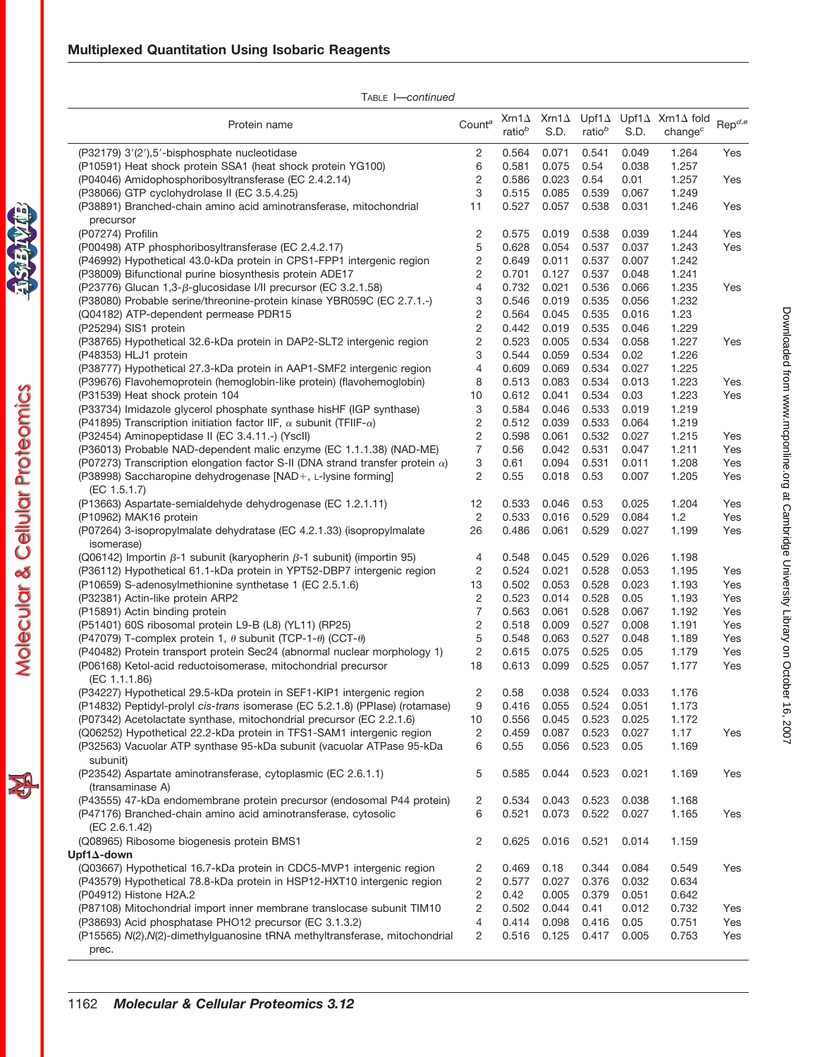TABLE I—*continued*

| Protein name | Count[a] | Xrn1Δ ratio[b] | Xrn1Δ S.D. | Upf1Δ ratio[b] | Upf1Δ S.D. | Xrn1Δ fold change[c] | Rep[d,e] |
|---|---|---|---|---|---|---|---|
| (P32179) 3′(2′),5′-bisphosphate nucleotidase | 2 | 0.564 | 0.071 | 0.541 | 0.049 | 1.264 | Yes |
| (P10591) Heat shock protein SSA1 (heat shock protein YG100) | 6 | 0.581 | 0.075 | 0.54 | 0.038 | 1.257 | |
| (P04046) Amidophosphoribosyltransferase (EC 2.4.2.14) | 2 | 0.586 | 0.023 | 0.54 | 0.01 | 1.257 | Yes |
| (P38066) GTP cyclohydrolase II (EC 3.5.4.25) | 3 | 0.515 | 0.085 | 0.539 | 0.067 | 1.249 | |
| (P38891) Branched-chain amino acid aminotransferase, mitochondrial precursor | 11 | 0.527 | 0.057 | 0.538 | 0.031 | 1.246 | Yes |
| (P07274) Profilin | 2 | 0.575 | 0.019 | 0.538 | 0.039 | 1.244 | Yes |
| (P00498) ATP phosphoribosyltransferase (EC 2.4.2.17) | 5 | 0.628 | 0.054 | 0.537 | 0.037 | 1.243 | Yes |
| (P46992) Hypothetical 43.0-kDa protein in CPS1-FPP1 intergenic region | 2 | 0.649 | 0.011 | 0.537 | 0.007 | 1.242 | |
| (P38009) Bifunctional purine biosynthesis protein ADE17 | 2 | 0.701 | 0.127 | 0.537 | 0.048 | 1.241 | |
| (P23776) Glucan 1,3-β-glucosidase I/II precursor (EC 3.2.1.58) | 4 | 0.732 | 0.021 | 0.536 | 0.066 | 1.235 | Yes |
| (P38080) Probable serine/threonine-protein kinase YBR059C (EC 2.7.1.-) | 3 | 0.546 | 0.019 | 0.535 | 0.056 | 1.232 | |
| (Q04182) ATP-dependent permease PDR15 | 2 | 0.564 | 0.045 | 0.535 | 0.016 | 1.23 | |
| (P25294) SIS1 protein | 2 | 0.442 | 0.019 | 0.535 | 0.046 | 1.229 | |
| (P38765) Hypothetical 32.6-kDa protein in DAP2-SLT2 intergenic region | 2 | 0.523 | 0.005 | 0.534 | 0.058 | 1.227 | Yes |
| (P48353) HLJ1 protein | 3 | 0.544 | 0.059 | 0.534 | 0.02 | 1.226 | |
| (P38777) Hypothetical 27.3-kDa protein in AAP1-SMF2 intergenic region | 4 | 0.609 | 0.069 | 0.534 | 0.027 | 1.225 | |
| (P39676) Flavohemoprotein (hemoglobin-like protein) (flavohemoglobin) | 8 | 0.513 | 0.083 | 0.534 | 0.013 | 1.223 | Yes |
| (P31539) Heat shock protein 104 | 10 | 0.612 | 0.041 | 0.534 | 0.03 | 1.223 | Yes |
| (P33734) Imidazole glycerol phosphate synthase hisHF (IGP synthase) | 3 | 0.584 | 0.046 | 0.533 | 0.019 | 1.219 | |
| (P41895) Transcription initiation factor IIF, α subunit (TFIIF-α) | 2 | 0.512 | 0.039 | 0.533 | 0.064 | 1.219 | |
| (P32454) Aminopeptidase II (EC 3.4.11.-) (YscII) | 2 | 0.598 | 0.061 | 0.532 | 0.027 | 1.215 | Yes |
| (P36013) Probable NAD-dependent malic enzyme (EC 1.1.1.38) (NAD-ME) | 7 | 0.56 | 0.042 | 0.531 | 0.047 | 1.211 | Yes |
| (P07273) Transcription elongation factor S-II (DNA strand transfer protein α) | 3 | 0.61 | 0.094 | 0.531 | 0.011 | 1.208 | Yes |
| (P38998) Saccharopine dehydrogenase [NAD+, L-lysine forming] (EC 1.5.1.7) | 2 | 0.55 | 0.018 | 0.53 | 0.007 | 1.205 | Yes |
| (P13663) Aspartate-semialdehyde dehydrogenase (EC 1.2.1.11) | 12 | 0.533 | 0.046 | 0.53 | 0.025 | 1.204 | Yes |
| (P10962) MAK16 protein | 2 | 0.533 | 0.016 | 0.529 | 0.084 | 1.2 | Yes |
| (P07264) 3-isopropylmalate dehydratase (EC 4.2.1.33) (isopropylmalate isomerase) | 26 | 0.486 | 0.061 | 0.529 | 0.027 | 1.199 | Yes |
| (Q06142) Importin β-1 subunit (karyopherin β-1 subunit) (importin 95) | 4 | 0.548 | 0.045 | 0.529 | 0.026 | 1.198 | |
| (P36112) Hypothetical 61.1-kDa protein in YPT52-DBP7 intergenic region | 2 | 0.524 | 0.021 | 0.528 | 0.053 | 1.195 | Yes |
| (P10659) S-adenosylmethionine synthetase 1 (EC 2.5.1.6) | 13 | 0.502 | 0.053 | 0.528 | 0.023 | 1.193 | Yes |
| (P32381) Actin-like protein ARP2 | 2 | 0.523 | 0.014 | 0.528 | 0.05 | 1.193 | Yes |
| (P15891) Actin binding protein | 7 | 0.563 | 0.061 | 0.528 | 0.067 | 1.192 | Yes |
| (P51401) 60S ribosomal protein L9-B (L8) (YL11) (RP25) | 2 | 0.518 | 0.009 | 0.527 | 0.008 | 1.191 | Yes |
| (P47079) T-complex protein 1, θ subunit (TCP-1-θ) (CCT-θ) | 5 | 0.548 | 0.063 | 0.527 | 0.048 | 1.189 | Yes |
| (P40482) Protein transport protein Sec24 (abnormal nuclear morphology 1) | 2 | 0.615 | 0.075 | 0.525 | 0.05 | 1.179 | Yes |
| (P06168) Ketol-acid reductoisomerase, mitochondrial precursor (EC 1.1.1.86) | 18 | 0.613 | 0.099 | 0.525 | 0.057 | 1.177 | Yes |
| (P34227) Hypothetical 29.5-kDa protein in SEF1-KIP1 intergenic region | 2 | 0.58 | 0.038 | 0.524 | 0.033 | 1.176 | |
| (P14832) Peptidyl-prolyl *cis-trans* isomerase (EC 5.2.1.8) (PPIase) (rotamase) | 9 | 0.416 | 0.055 | 0.524 | 0.051 | 1.173 | |
| (P07342) Acetolactate synthase, mitochondrial precursor (EC 2.2.1.6) | 10 | 0.556 | 0.045 | 0.523 | 0.025 | 1.172 | |
| (Q06252) Hypothetical 22.2-kDa protein in TFS1-SAM1 intergenic region | 2 | 0.459 | 0.087 | 0.523 | 0.027 | 1.17 | Yes |
| (P32563) Vacuolar ATP synthase 95-kDa subunit (vacuolar ATPase 95-kDa subunit) | 6 | 0.55 | 0.056 | 0.523 | 0.05 | 1.169 | |
| (P23542) Aspartate aminotransferase, cytoplasmic (EC 2.6.1.1) (transaminase A) | 5 | 0.585 | 0.044 | 0.523 | 0.021 | 1.169 | Yes |
| (P43555) 47-kDa endomembrane protein precursor (endosomal P44 protein) | 2 | 0.534 | 0.043 | 0.523 | 0.038 | 1.168 | |
| (P47176) Branched-chain amino acid aminotransferase, cytosolic (EC 2.6.1.42) | 6 | 0.521 | 0.073 | 0.522 | 0.027 | 1.165 | Yes |
| (Q08965) Ribosome biogenesis protein BMS1 | 2 | 0.625 | 0.016 | 0.521 | 0.014 | 1.159 | |
| **Upf1Δ-down** | | | | | | | |
| (Q03667) Hypothetical 16.7-kDa protein in CDC5-MVP1 intergenic region | 2 | 0.469 | 0.18 | 0.344 | 0.084 | 0.549 | Yes |
| (P43579) Hypothetical 78.8-kDa protein in HSP12-HXT10 intergenic region | 2 | 0.577 | 0.027 | 0.376 | 0.032 | 0.634 | |
| (P04912) Histone H2A.2 | 2 | 0.42 | 0.005 | 0.379 | 0.051 | 0.642 | |
| (P87108) Mitochondrial import inner membrane translocase subunit TIM10 | 2 | 0.502 | 0.044 | 0.41 | 0.012 | 0.732 | Yes |
| (P38693) Acid phosphatase PHO12 precursor (EC 3.1.3.2) | 4 | 0.414 | 0.098 | 0.416 | 0.05 | 0.751 | Yes |
| (P15565) *N*(2),*N*(2)-dimethylguanosine tRNA methyltransferase, mitochondrial prec. | 2 | 0.516 | 0.125 | 0.417 | 0.005 | 0.753 | Yes |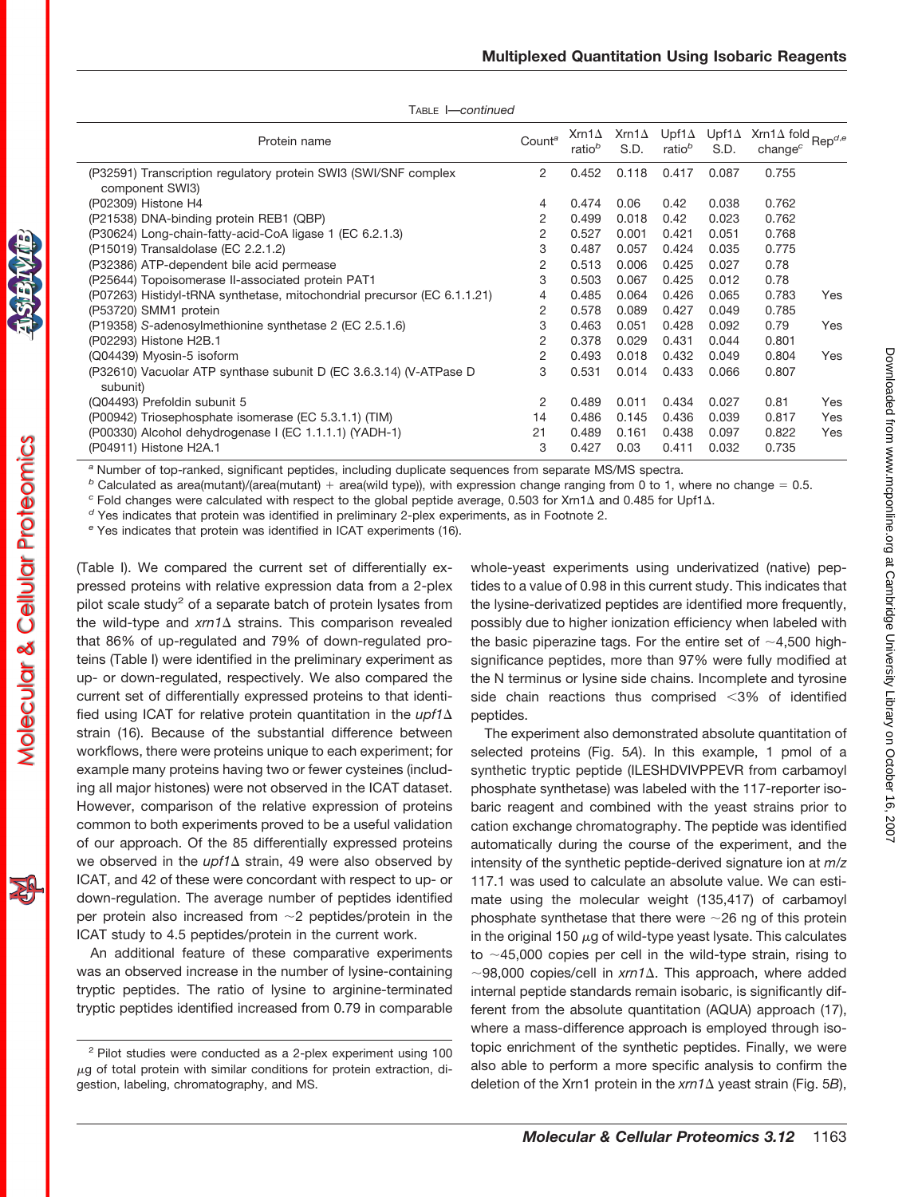TABLE I—*continued*

| Protein name | Count[a] | Xrn1Δ ratio[b] | Xrn1Δ S.D. | Upf1Δ ratio[b] | Upf1Δ S.D. | Xrn1Δ fold change[c] | Rep[d,e] |
|---|---|---|---|---|---|---|---|
| (P32591) Transcription regulatory protein SWI3 (SWI/SNF complex component SWI3) | 2 | 0.452 | 0.118 | 0.417 | 0.087 | 0.755 | |
| (P02309) Histone H4 | 4 | 0.474 | 0.06 | 0.42 | 0.038 | 0.762 | |
| (P21538) DNA-binding protein REB1 (QBP) | 2 | 0.499 | 0.018 | 0.42 | 0.023 | 0.762 | |
| (P30624) Long-chain-fatty-acid-CoA ligase 1 (EC 6.2.1.3) | 2 | 0.527 | 0.001 | 0.421 | 0.051 | 0.768 | |
| (P15019) Transaldolase (EC 2.2.1.2) | 3 | 0.487 | 0.057 | 0.424 | 0.035 | 0.775 | |
| (P32386) ATP-dependent bile acid permease | 2 | 0.513 | 0.006 | 0.425 | 0.027 | 0.78 | |
| (P25644) Topoisomerase II-associated protein PAT1 | 3 | 0.503 | 0.067 | 0.425 | 0.012 | 0.78 | |
| (P07263) Histidyl-tRNA synthetase, mitochondrial precursor (EC 6.1.1.21) | 4 | 0.485 | 0.064 | 0.426 | 0.065 | 0.783 | Yes |
| (P53720) SMM1 protein | 2 | 0.578 | 0.089 | 0.427 | 0.049 | 0.785 | |
| (P19358) *S*-adenosylmethionine synthetase 2 (EC 2.5.1.6) | 3 | 0.463 | 0.051 | 0.428 | 0.092 | 0.79 | Yes |
| (P02293) Histone H2B.1 | 2 | 0.378 | 0.029 | 0.431 | 0.044 | 0.801 | |
| (Q04439) Myosin-5 isoform | 2 | 0.493 | 0.018 | 0.432 | 0.049 | 0.804 | Yes |
| (P32610) Vacuolar ATP synthase subunit D (EC 3.6.3.14) (V-ATPase D subunit) | 3 | 0.531 | 0.014 | 0.433 | 0.066 | 0.807 | |
| (Q04493) Prefoldin subunit 5 | 2 | 0.489 | 0.011 | 0.434 | 0.027 | 0.81 | Yes |
| (P00942) Triosephosphate isomerase (EC 5.3.1.1) (TIM) | 14 | 0.486 | 0.145 | 0.436 | 0.039 | 0.817 | Yes |
| (P00330) Alcohol dehydrogenase I (EC 1.1.1.1) (YADH-1) | 21 | 0.489 | 0.161 | 0.438 | 0.097 | 0.822 | Yes |
| (P04911) Histone H2A.1 | 3 | 0.427 | 0.03 | 0.411 | 0.032 | 0.735 | |

[a] Number of top-ranked, significant peptides, including duplicate sequences from separate MS/MS spectra.
[b] Calculated as area(mutant)/(area(mutant) + area(wild type)), with expression change ranging from 0 to 1, where no change = 0.5.
[c] Fold changes were calculated with respect to the global peptide average, 0.503 for Xrn1Δ and 0.485 for Upf1Δ.
[d] Yes indicates that protein was identified in preliminary 2-plex experiments, as in Footnote 2.
[e] Yes indicates that protein was identified in ICAT experiments (16).

(Table I). We compared the current set of differentially expressed proteins with relative expression data from a 2-plex pilot scale study[2] of a separate batch of protein lysates from the wild-type and *xrn1*Δ strains. This comparison revealed that 86% of up-regulated and 79% of down-regulated proteins (Table I) were identified in the preliminary experiment as up- or down-regulated, respectively. We also compared the current set of differentially expressed proteins to that identified using ICAT for relative protein quantitation in the *upf1*Δ strain (16). Because of the substantial difference between workflows, there were proteins unique to each experiment; for example many proteins having two or fewer cysteines (including all major histones) were not observed in the ICAT dataset. However, comparison of the relative expression of proteins common to both experiments proved to be a useful validation of our approach. Of the 85 differentially expressed proteins we observed in the *upf1*Δ strain, 49 were also observed by ICAT, and 42 of these were concordant with respect to up- or down-regulation. The average number of peptides identified per protein also increased from ~2 peptides/protein in the ICAT study to 4.5 peptides/protein in the current work.

An additional feature of these comparative experiments was an observed increase in the number of lysine-containing tryptic peptides. The ratio of lysine to arginine-terminated tryptic peptides identified increased from 0.79 in comparable whole-yeast experiments using underivatized (native) peptides to a value of 0.98 in this current study. This indicates that the lysine-derivatized peptides are identified more frequently, possibly due to higher ionization efficiency when labeled with the basic piperazine tags. For the entire set of ~4,500 high-significance peptides, more than 97% were fully modified at the N terminus or lysine side chains. Incomplete and tyrosine side chain reactions thus comprised <3% of identified peptides.

The experiment also demonstrated absolute quantitation of selected proteins (Fig. 5*A*). In this example, 1 pmol of a synthetic tryptic peptide (ILESHDVIVPPEVR from carbamoyl phosphate synthetase) was labeled with the 117-reporter isobaric reagent and combined with the yeast strains prior to cation exchange chromatography. The peptide was identified automatically during the course of the experiment, and the intensity of the synthetic peptide-derived signature ion at *m/z* 117.1 was used to calculate an absolute value. We can estimate using the molecular weight (135,417) of carbamoyl phosphate synthetase that there were ~26 ng of this protein in the original 150 μg of wild-type yeast lysate. This calculates to ~45,000 copies per cell in the wild-type strain, rising to ~98,000 copies/cell in *xrn1*Δ. This approach, where added internal peptide standards remain isobaric, is significantly different from the absolute quantitation (AQUA) approach (17), where a mass-difference approach is employed through isotopic enrichment of the synthetic peptides. Finally, we were also able to perform a more specific analysis to confirm the deletion of the Xrn1 protein in the *xrn1*Δ yeast strain (Fig. 5*B*),

[2] Pilot studies were conducted as a 2-plex experiment using 100 μg of total protein with similar conditions for protein extraction, digestion, labeling, chromatography, and MS.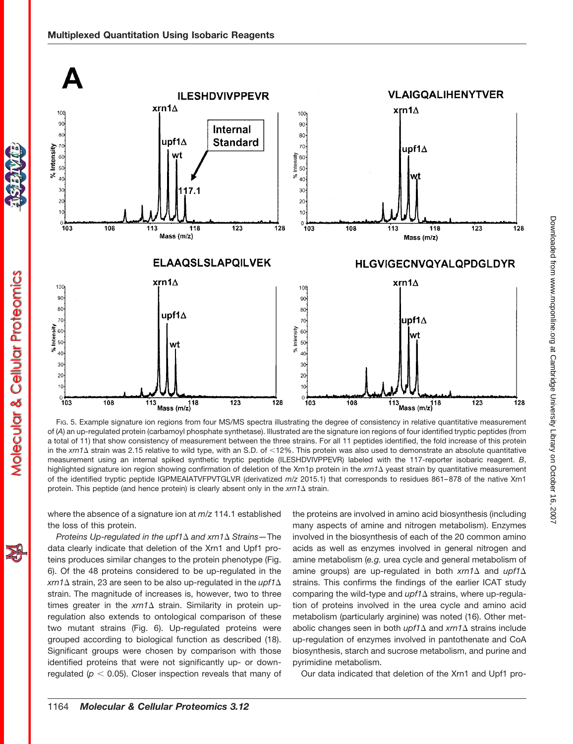Fig. 5. Example signature ion regions from four MS/MS spectra illustrating the degree of consistency in relative quantitative measurement of (*A*) an up-regulated protein (carbamoyl phosphate synthetase). Illustrated are the signature ion regions of four identified tryptic peptides (from a total of 11) that show consistency of measurement between the three strains. For all 11 peptides identified, the fold increase of this protein in the *xrn1*Δ strain was 2.15 relative to wild type, with an S.D. of <12%. This protein was also used to demonstrate an absolute quantitative measurement using an internal spiked synthetic tryptic peptide (ILESHDVIVPPEVR) labeled with the 117-reporter isobaric reagent. *B*, highlighted signature ion region showing confirmation of deletion of the Xrn1p protein in the *xrn1*Δ yeast strain by quantitative measurement of the identified tryptic peptide IGPMEAIATVFPVTGLVR (derivatized *m/z* 2015.1) that corresponds to residues 861–878 of the native Xrn1 protein. This peptide (and hence protein) is clearly absent only in the *xrn1*Δ strain.

where the absence of a signature ion at *m/z* 114.1 established the loss of this protein.

*Proteins Up-regulated in the upf1*Δ *and xrn1*Δ *Strains*—The data clearly indicate that deletion of the Xrn1 and Upf1 proteins produces similar changes to the protein phenotype (Fig. 6). Of the 48 proteins considered to be up-regulated in the *xrn1*Δ strain, 23 are seen to be also up-regulated in the *upf1*Δ strain. The magnitude of increases is, however, two to three times greater in the *xrn1*Δ strain. Similarity in protein up-regulation also extends to ontological comparison of these two mutant strains (Fig. 6). Up-regulated proteins were grouped according to biological function as described (18). Significant groups were chosen by comparison with those identified proteins that were not significantly up- or down-regulated ($p < 0.05$). Closer inspection reveals that many of the proteins are involved in amino acid biosynthesis (including many aspects of amine and nitrogen metabolism). Enzymes involved in the biosynthesis of each of the 20 common amino acids as well as enzymes involved in general nitrogen and amine metabolism (*e.g.* urea cycle and general metabolism of amine groups) are up-regulated in both *xrn1*Δ and *upf1*Δ strains. This confirms the findings of the earlier ICAT study comparing the wild-type and *upf1*Δ strains, where up-regulation of proteins involved in the urea cycle and amino acid metabolism (particularly arginine) was noted (16). Other metabolic changes seen in both *upf1*Δ and *xrn1*Δ strains include up-regulation of enzymes involved in pantothenate and CoA biosynthesis, starch and sucrose metabolism, and purine and pyrimidine metabolism.

Our data indicated that deletion of the Xrn1 and Upf1 pro-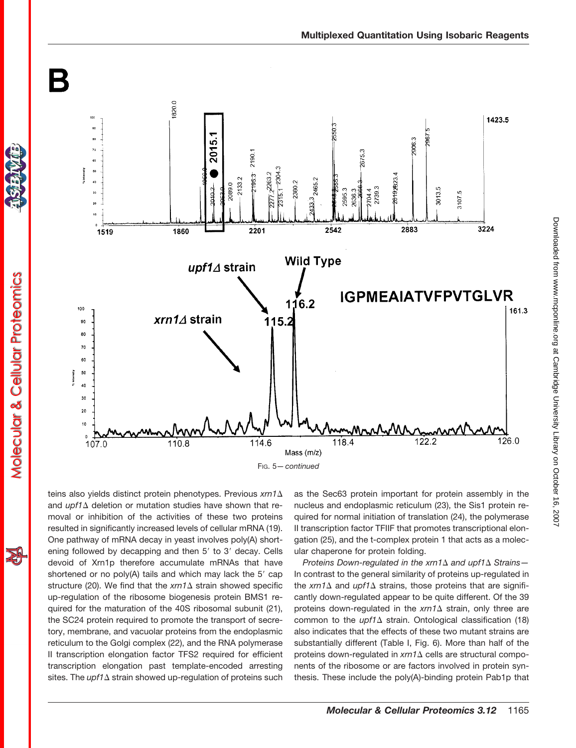B

Fig. 5—*continued*

teins also yields distinct protein phenotypes. Previous *xrn1*Δ and *upf1*Δ deletion or mutation studies have shown that removal or inhibition of the activities of these two proteins resulted in significantly increased levels of cellular mRNA (19). One pathway of mRNA decay in yeast involves poly(A) shortening followed by decapping and then 5′ to 3′ decay. Cells devoid of Xrn1p therefore accumulate mRNAs that have shortened or no poly(A) tails and which may lack the 5′ cap structure (20). We find that the *xrn1*Δ strain showed specific up-regulation of the ribosome biogenesis protein BMS1 required for the maturation of the 40S ribosomal subunit (21), the SC24 protein required to promote the transport of secretory, membrane, and vacuolar proteins from the endoplasmic reticulum to the Golgi complex (22), and the RNA polymerase II transcription elongation factor TFS2 required for efficient transcription elongation past template-encoded arresting sites. The *upf1*Δ strain showed up-regulation of proteins such as the Sec63 protein important for protein assembly in the nucleus and endoplasmic reticulum (23), the Sis1 protein required for normal initiation of translation (24), the polymerase II transcription factor TFIIF that promotes transcriptional elongation (25), and the t-complex protein 1 that acts as a molecular chaperone for protein folding.

*Proteins Down-regulated in the xrn1Δ and upf1Δ Strains*—In contrast to the general similarity of proteins up-regulated in the *xrn1*Δ and *upf1*Δ strains, those proteins that are significantly down-regulated appear to be quite different. Of the 39 proteins down-regulated in the *xrn1*Δ strain, only three are common to the *upf1*Δ strain. Ontological classification (18) also indicates that the effects of these two mutant strains are substantially different (Table I, Fig. 6). More than half of the proteins down-regulated in *xrn1*Δ cells are structural components of the ribosome or are factors involved in protein synthesis. These include the poly(A)-binding protein Pab1p that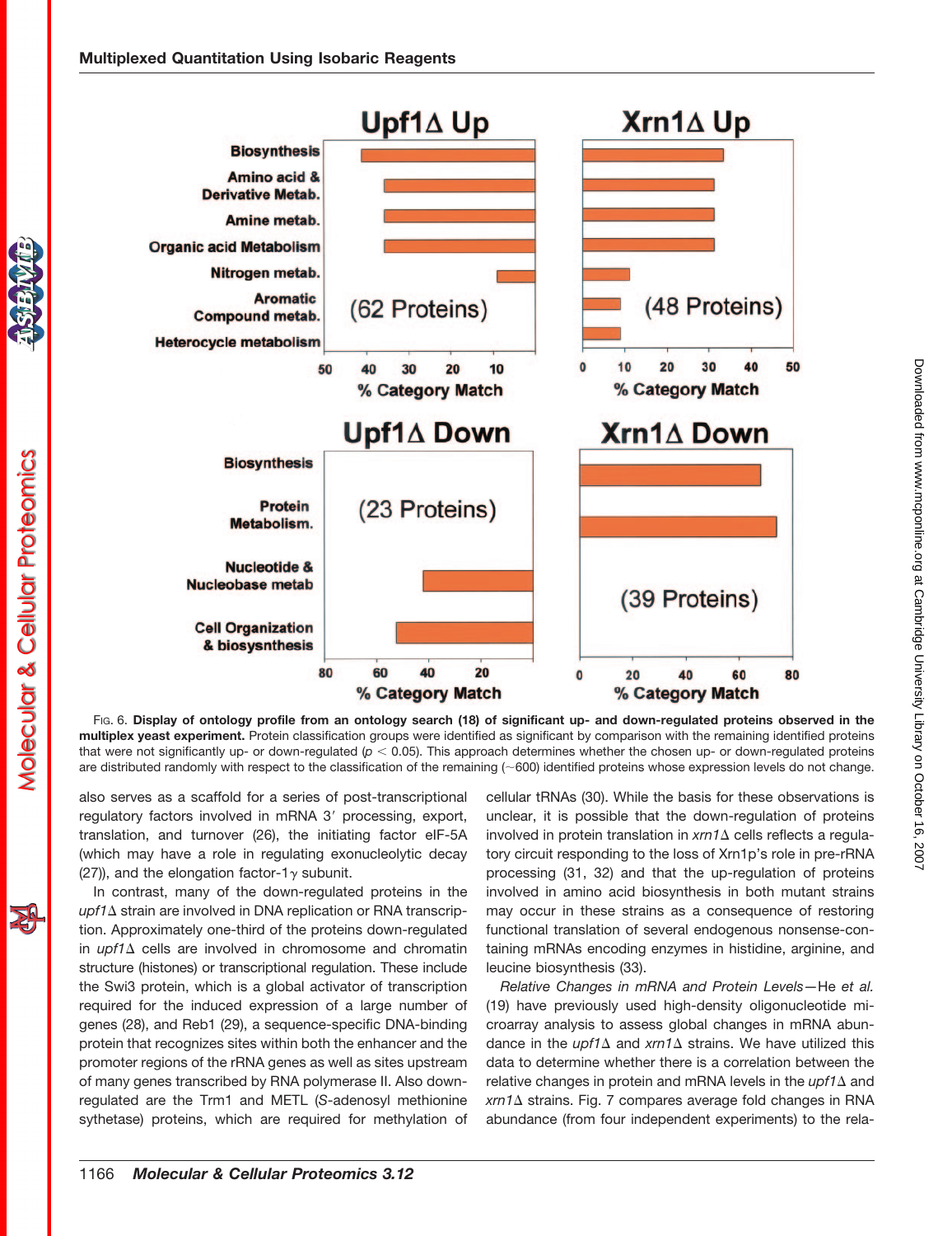Fig. 6. **Display of ontology profile from an ontology search (18) of significant up- and down-regulated proteins observed in the multiplex yeast experiment.** Protein classification groups were identified as significant by comparison with the remaining identified proteins that were not significantly up- or down-regulated ($p < 0.05$). This approach determines whether the chosen up- or down-regulated proteins are distributed randomly with respect to the classification of the remaining (~600) identified proteins whose expression levels do not change.

also serves as a scaffold for a series of post-transcriptional regulatory factors involved in mRNA 3′ processing, export, translation, and turnover (26), the initiating factor eIF-5A (which may have a role in regulating exonucleolytic decay (27)), and the elongation factor-1γ subunit.

In contrast, many of the down-regulated proteins in the *upf1*Δ strain are involved in DNA replication or RNA transcription. Approximately one-third of the proteins down-regulated in *upf1*Δ cells are involved in chromosome and chromatin structure (histones) or transcriptional regulation. These include the Swi3 protein, which is a global activator of transcription required for the induced expression of a large number of genes (28), and Reb1 (29), a sequence-specific DNA-binding protein that recognizes sites within both the enhancer and the promoter regions of the rRNA genes as well as sites upstream of many genes transcribed by RNA polymerase II. Also down-regulated are the Trm1 and METL (*S*-adenosyl methionine sythetase) proteins, which are required for methylation of cellular tRNAs (30). While the basis for these observations is unclear, it is possible that the down-regulation of proteins involved in protein translation in *xrn1*Δ cells reflects a regulatory circuit responding to the loss of Xrn1p's role in pre-rRNA processing (31, 32) and that the up-regulation of proteins involved in amino acid biosynthesis in both mutant strains may occur in these strains as a consequence of restoring functional translation of several endogenous nonsense-containing mRNAs encoding enzymes in histidine, arginine, and leucine biosynthesis (33).

*Relative Changes in mRNA and Protein Levels*—He *et al.* (19) have previously used high-density oligonucleotide microarray analysis to assess global changes in mRNA abundance in the *upf1*Δ and *xrn1*Δ strains. We have utilized this data to determine whether there is a correlation between the relative changes in protein and mRNA levels in the *upf1*Δ and *xrn1*Δ strains. Fig. 7 compares average fold changes in RNA abundance (from four independent experiments) to the rela-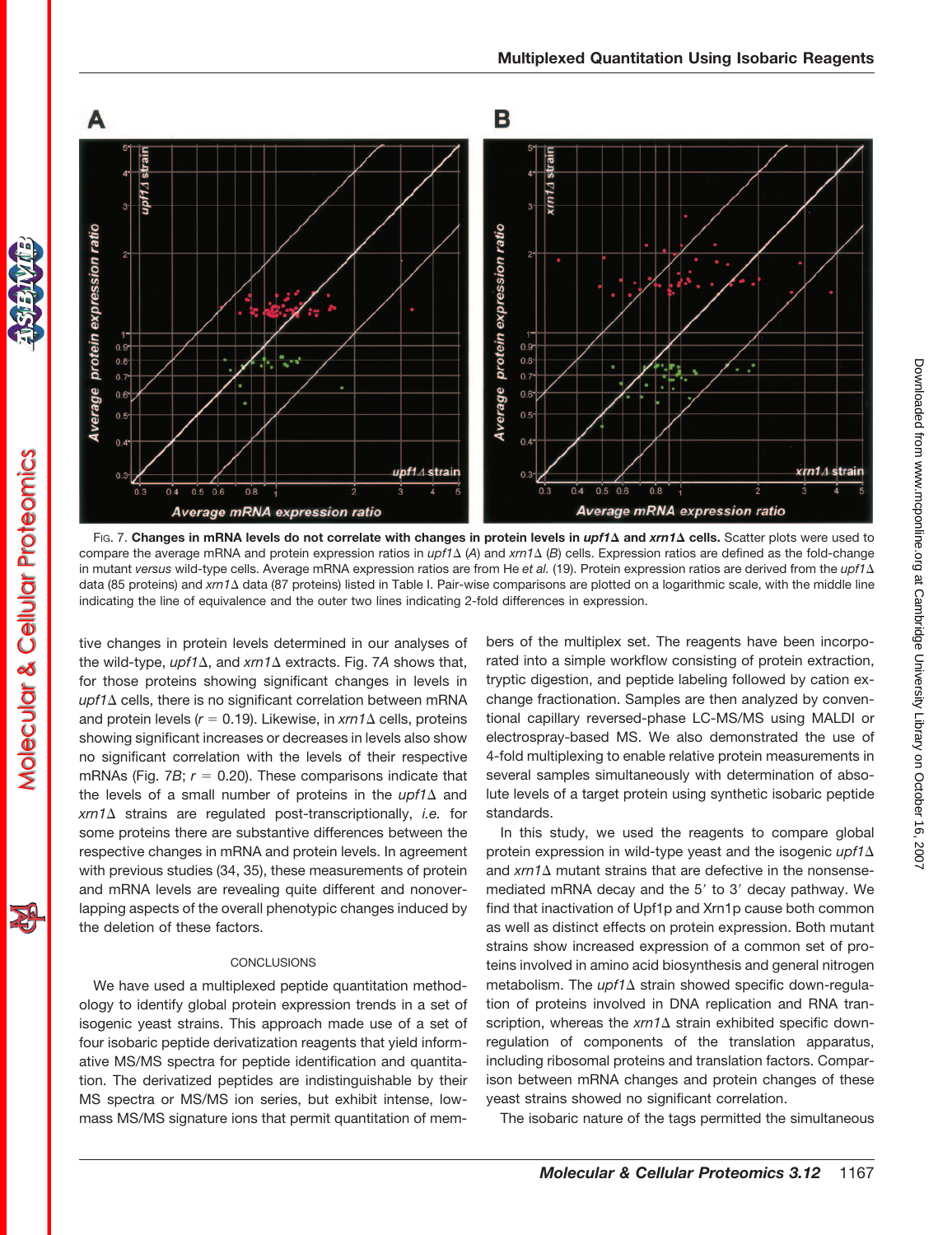FIG. 7. **Changes in mRNA levels do not correlate with changes in protein levels in *upf1Δ* and *xrn1Δ* cells.** Scatter plots were used to compare the average mRNA and protein expression ratios in *upf1Δ* (*A*) and *xrn1Δ* (*B*) cells. Expression ratios are defined as the fold-change in mutant *versus* wild-type cells. Average mRNA expression ratios are from He *et al.* (19). Protein expression ratios are derived from the *upf1Δ* data (85 proteins) and *xrn1Δ* data (87 proteins) listed in Table I. Pair-wise comparisons are plotted on a logarithmic scale, with the middle line indicating the line of equivalence and the outer two lines indicating 2-fold differences in expression.

tive changes in protein levels determined in our analyses of the wild-type, *upf1Δ*, and *xrn1Δ* extracts. Fig. 7*A* shows that, for those proteins showing significant changes in levels in *upf1Δ* cells, there is no significant correlation between mRNA and protein levels ($r = 0.19$). Likewise, in *xrn1Δ* cells, proteins showing significant increases or decreases in levels also show no significant correlation with the levels of their respective mRNAs (Fig. 7*B*; $r = 0.20$). These comparisons indicate that the levels of a small number of proteins in the *upf1Δ* and *xrn1Δ* strains are regulated post-transcriptionally, *i.e.* for some proteins there are substantive differences between the respective changes in mRNA and protein levels. In agreement with previous studies (34, 35), these measurements of protein and mRNA levels are revealing quite different and nonoverlapping aspects of the overall phenotypic changes induced by the deletion of these factors.

## CONCLUSIONS

We have used a multiplexed peptide quantitation methodology to identify global protein expression trends in a set of isogenic yeast strains. This approach made use of a set of four isobaric peptide derivatization reagents that yield informative MS/MS spectra for peptide identification and quantitation. The derivatized peptides are indistinguishable by their MS spectra or MS/MS ion series, but exhibit intense, low-mass MS/MS signature ions that permit quantitation of members of the multiplex set. The reagents have been incorporated into a simple workflow consisting of protein extraction, tryptic digestion, and peptide labeling followed by cation exchange fractionation. Samples are then analyzed by conventional capillary reversed-phase LC-MS/MS using MALDI or electrospray-based MS. We also demonstrated the use of 4-fold multiplexing to enable relative protein measurements in several samples simultaneously with determination of absolute levels of a target protein using synthetic isobaric peptide standards.

In this study, we used the reagents to compare global protein expression in wild-type yeast and the isogenic *upf1Δ* and *xrn1Δ* mutant strains that are defective in the nonsense-mediated mRNA decay and the 5′ to 3′ decay pathway. We find that inactivation of Upf1p and Xrn1p cause both common as well as distinct effects on protein expression. Both mutant strains show increased expression of a common set of proteins involved in amino acid biosynthesis and general nitrogen metabolism. The *upf1Δ* strain showed specific down-regulation of proteins involved in DNA replication and RNA transcription, whereas the *xrn1Δ* strain exhibited specific down-regulation of components of the translation apparatus, including ribosomal proteins and translation factors. Comparison between mRNA changes and protein changes of these yeast strains showed no significant correlation.

The isobaric nature of the tags permitted the simultaneous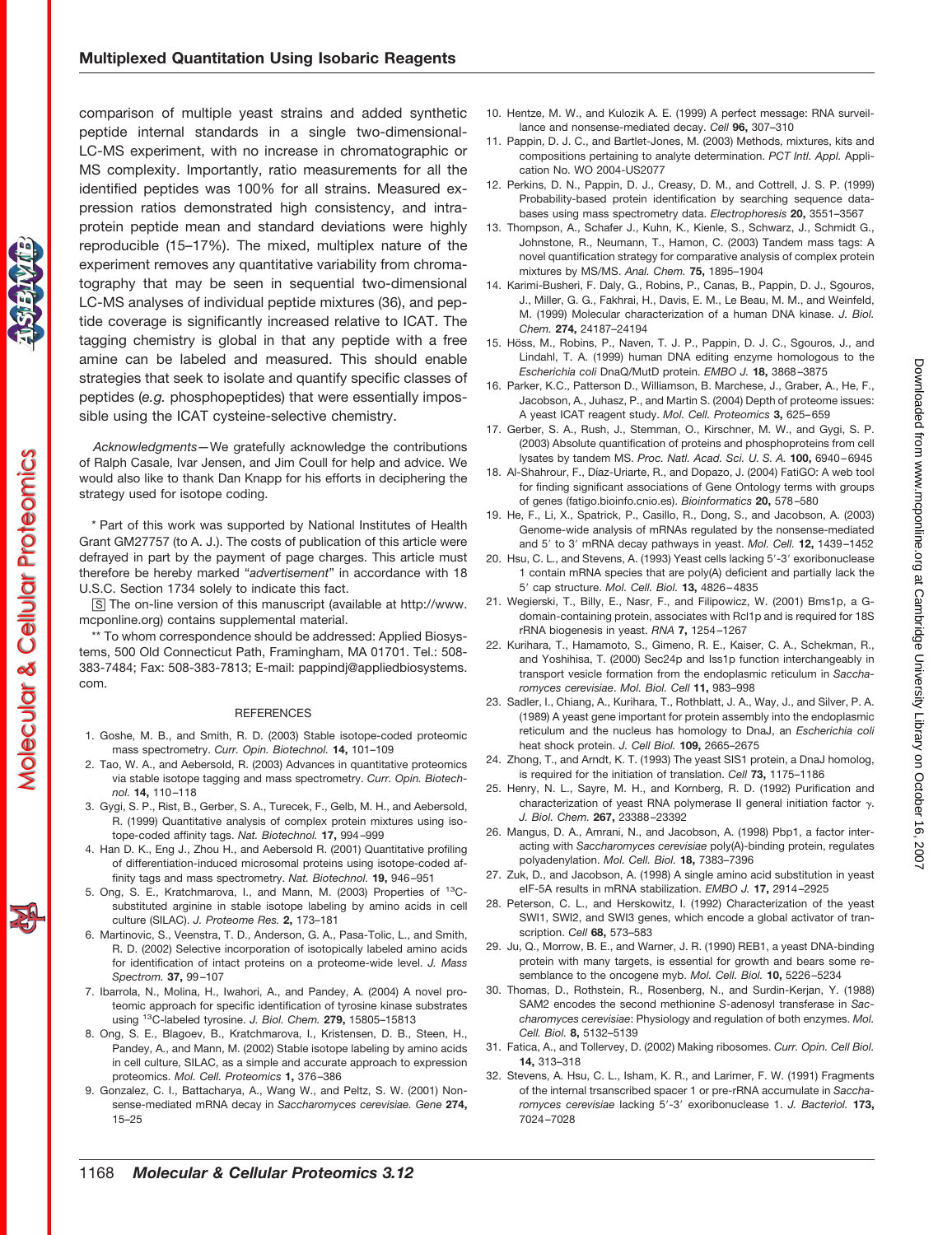comparison of multiple yeast strains and added synthetic peptide internal standards in a single two-dimensional-LC-MS experiment, with no increase in chromatographic or MS complexity. Importantly, ratio measurements for all the identified peptides was 100% for all strains. Measured expression ratios demonstrated high consistency, and intra-protein peptide mean and standard deviations were highly reproducible (15–17%). The mixed, multiplex nature of the experiment removes any quantitative variability from chromatography that may be seen in sequential two-dimensional LC-MS analyses of individual peptide mixtures (36), and peptide coverage is significantly increased relative to ICAT. The tagging chemistry is global in that any peptide with a free amine can be labeled and measured. This should enable strategies that seek to isolate and quantify specific classes of peptides (*e.g.* phosphopeptides) that were essentially impossible using the ICAT cysteine-selective chemistry.

*Acknowledgments*—We gratefully acknowledge the contributions of Ralph Casale, Ivar Jensen, and Jim Coull for help and advice. We would also like to thank Dan Knapp for his efforts in deciphering the strategy used for isotope coding.

\* Part of this work was supported by National Institutes of Health Grant GM27757 (to A. J.). The costs of publication of this article were defrayed in part by the payment of page charges. This article must therefore be hereby marked "*advertisement*" in accordance with 18 U.S.C. Section 1734 solely to indicate this fact.

[S] The on-line version of this manuscript (available at http://www.mcponline.org) contains supplemental material.

\*\* To whom correspondence should be addressed: Applied Biosystems, 500 Old Connecticut Path, Framingham, MA 01701. Tel.: 508-383-7484; Fax: 508-383-7813; E-mail: pappindj@appliedbiosystems.com.

## REFERENCES

1. Goshe, M. B., and Smith, R. D. (2003) Stable isotope-coded proteomic mass spectrometry. *Curr. Opin. Biotechnol.* **14,** 101–109
2. Tao, W. A., and Aebersold, R. (2003) Advances in quantitative proteomics via stable isotope tagging and mass spectrometry. *Curr. Opin. Biotechnol.* **14,** 110–118
3. Gygi, S. P., Rist, B., Gerber, S. A., Turecek, F., Gelb, M. H., and Aebersold, R. (1999) Quantitative analysis of complex protein mixtures using isotope-coded affinity tags. *Nat. Biotechnol.* **17,** 994–999
4. Han D. K., Eng J., Zhou H., and Aebersold R. (2001) Quantitative profiling of differentiation-induced microsomal proteins using isotope-coded affinity tags and mass spectrometry. *Nat. Biotechnol.* **19,** 946–951
5. Ong, S. E., Kratchmarova, I., and Mann, M. (2003) Properties of $^{13}C$-substituted arginine in stable isotope labeling by amino acids in cell culture (SILAC). *J. Proteome Res.* **2,** 173–181
6. Martinovic, S., Veenstra, T. D., Anderson, G. A., Pasa-Tolic, L., and Smith, R. D. (2002) Selective incorporation of isotopically labeled amino acids for identification of intact proteins on a proteome-wide level. *J. Mass Spectrom.* **37,** 99–107
7. Ibarrola, N., Molina, H., Iwahori, A., and Pandey, A. (2004) A novel proteomic approach for specific identification of tyrosine kinase substrates using $^{13}C$-labeled tyrosine. *J. Biol. Chem.* **279,** 15805–15813
8. Ong, S. E., Blagoev, B., Kratchmarova, I., Kristensen, D. B., Steen, H., Pandey, A., and Mann, M. (2002) Stable isotope labeling by amino acids in cell culture, SILAC, as a simple and accurate approach to expression proteomics. *Mol. Cell. Proteomics* **1,** 376–386
9. Gonzalez, C. I., Battacharya, A., Wang W., and Peltz, S. W. (2001) Nonsense-mediated mRNA decay in *Saccharomyces cerevisiae. Gene* **274,** 15–25
10. Hentze, M. W., and Kulozik A. E. (1999) A perfect message: RNA surveillance and nonsense-mediated decay. *Cell* **96,** 307–310
11. Pappin, D. J. C., and Bartlet-Jones, M. (2003) Methods, mixtures, kits and compositions pertaining to analyte determination. *PCT Intl. Appl.* Application No. WO 2004-US2077
12. Perkins, D. N., Pappin, D. J., Creasy, D. M., and Cottrell, J. S. P. (1999) Probability-based protein identification by searching sequence databases using mass spectrometry data. *Electrophoresis* **20,** 3551–3567
13. Thompson, A., Schafer J., Kuhn, K., Kienle, S., Schwarz, J., Schmidt G., Johnstone, R., Neumann, T., Hamon, C. (2003) Tandem mass tags: A novel quantification strategy for comparative analysis of complex protein mixtures by MS/MS. *Anal. Chem.* **75,** 1895–1904
14. Karimi-Busheri, F. Daly, G., Robins, P., Canas, B., Pappin, D. J., Sgouros, J., Miller, G. G., Fakhrai, H., Davis, E. M., Le Beau, M. M., and Weinfeld, M. (1999) Molecular characterization of a human DNA kinase. *J. Biol. Chem.* **274,** 24187–24194
15. Höss, M., Robins, P., Naven, T. J. P., Pappin, D. J. C., Sgouros, J., and Lindahl, T. A. (1999) human DNA editing enzyme homologous to the *Escherichia coli* DnaQ/MutD protein. *EMBO J.* **18,** 3868–3875
16. Parker, K.C., Patterson D., Williamson, B. Marchese, J., Graber, A., He, F., Jacobson, A., Juhasz, P., and Martin S. (2004) Depth of proteome issues: A yeast ICAT reagent study. *Mol. Cell. Proteomics* **3,** 625–659
17. Gerber, S. A., Rush, J., Stemman, O., Kirschner, M. W., and Gygi, S. P. (2003) Absolute quantification of proteins and phosphoproteins from cell lysates by tandem MS. *Proc. Natl. Acad. Sci. U. S. A.* **100,** 6940–6945
18. Al-Shahrour, F., Díaz-Uriarte, R., and Dopazo, J. (2004) FatiGO: A web tool for finding significant associations of Gene Ontology terms with groups of genes (fatigo.bioinfo.cnio.es). *Bioinformatics* **20,** 578–580
19. He, F., Li, X., Spatrick, P., Casillo, R., Dong, S., and Jacobson, A. (2003) Genome-wide analysis of mRNAs regulated by the nonsense-mediated and 5′ to 3′ mRNA decay pathways in yeast. *Mol. Cell.* **12,** 1439–1452
20. Hsu, C. L., and Stevens, A. (1993) Yeast cells lacking 5′-3′ exoribonuclease 1 contain mRNA species that are poly(A) deficient and partially lack the 5′ cap structure. *Mol. Cell. Biol.* **13,** 4826–4835
21. Wegierski, T., Billy, E., Nasr, F., and Filipowicz, W. (2001) Bms1p, a G-domain-containing protein, associates with Rcl1p and is required for 18S rRNA biogenesis in yeast. *RNA* **7,** 1254–1267
22. Kurihara, T., Hamamoto, S., Gimeno, R. E., Kaiser, C. A., Schekman, R., and Yoshihisa, T. (2000) Sec24p and Iss1p function interchangeably in transport vesicle formation from the endoplasmic reticulum in *Saccharomyces cerevisiae*. *Mol. Biol. Cell* **11,** 983–998
23. Sadler, I., Chiang, A., Kurihara, T., Rothblatt, J. A., Way, J., and Silver, P. A. (1989) A yeast gene important for protein assembly into the endoplasmic reticulum and the nucleus has homology to DnaJ, an *Escherichia coli* heat shock protein. *J. Cell Biol.* **109,** 2665–2675
24. Zhong, T., and Arndt, K. T. (1993) The yeast SIS1 protein, a DnaJ homolog, is required for the initiation of translation. *Cell* **73,** 1175–1186
25. Henry, N. L., Sayre, M. H., and Kornberg, R. D. (1992) Purification and characterization of yeast RNA polymerase II general initiation factor γ. *J. Biol. Chem.* **267,** 23388–23392
26. Mangus, D. A., Amrani, N., and Jacobson, A. (1998) Pbp1, a factor interacting with *Saccharomyces cerevisiae* poly(A)-binding protein, regulates polyadenylation. *Mol. Cell. Biol.* **18,** 7383–7396
27. Zuk, D., and Jacobson, A. (1998) A single amino acid substitution in yeast eIF-5A results in mRNA stabilization. *EMBO J.* **17,** 2914–2925
28. Peterson, C. L., and Herskowitz, I. (1992) Characterization of the yeast SWI1, SWI2, and SWI3 genes, which encode a global activator of transcription. *Cell* **68,** 573–583
29. Ju, Q., Morrow, B. E., and Warner, J. R. (1990) REB1, a yeast DNA-binding protein with many targets, is essential for growth and bears some resemblance to the oncogene myb. *Mol. Cell. Biol.* **10,** 5226–5234
30. Thomas, D., Rothstein, R., Rosenberg, N., and Surdin-Kerjan, Y. (1988) SAM2 encodes the second methionine *S*-adenosyl transferase in *Saccharomyces cerevisiae*: Physiology and regulation of both enzymes. *Mol. Cell. Biol.* **8,** 5132–5139
31. Fatica, A., and Tollervey, D. (2002) Making ribosomes. *Curr. Opin. Cell Biol.* **14,** 313–318
32. Stevens, A. Hsu, C. L., Isham, K. R., and Larimer, F. W. (1991) Fragments of the internal trsanscribed spacer 1 or pre-rRNA accumulate in *Saccharomyces cerevisiae* lacking 5′-3′ exoribonuclease 1. *J. Bacteriol.* **173,** 7024–7028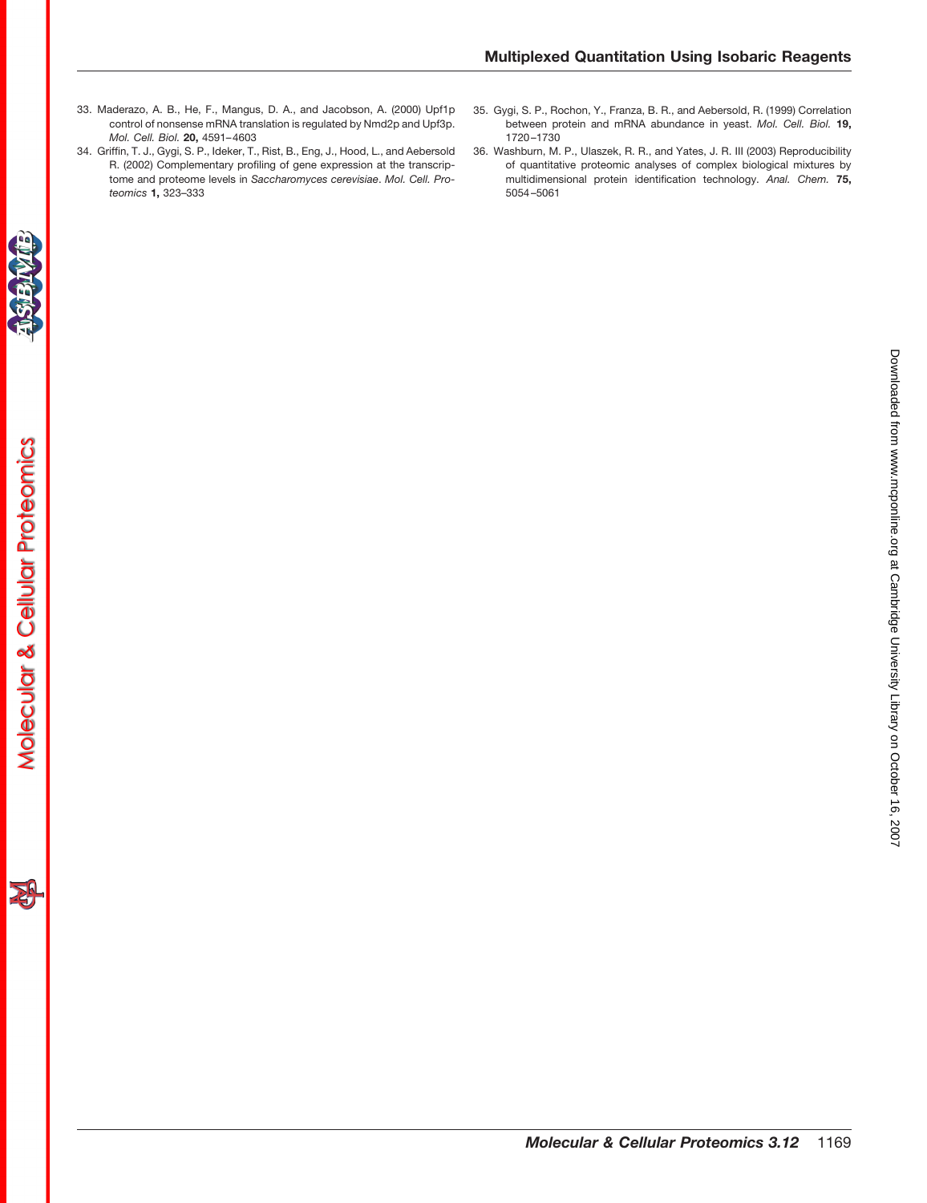33. Maderazo, A. B., He, F., Mangus, D. A., and Jacobson, A. (2000) Upf1p control of nonsense mRNA translation is regulated by Nmd2p and Upf3p. *Mol. Cell. Biol.* **20,** 4591–4603
34. Griffin, T. J., Gygi, S. P., Ideker, T., Rist, B., Eng, J., Hood, L., and Aebersold R. (2002) Complementary profiling of gene expression at the transcriptome and proteome levels in *Saccharomyces cerevisiae*. *Mol. Cell. Proteomics* **1,** 323–333
35. Gygi, S. P., Rochon, Y., Franza, B. R., and Aebersold, R. (1999) Correlation between protein and mRNA abundance in yeast. *Mol. Cell. Biol.* **19,** 1720–1730
36. Washburn, M. P., Ulaszek, R. R., and Yates, J. R. III (2003) Reproducibility of quantitative proteomic analyses of complex biological mixtures by multidimensional protein identification technology. *Anal. Chem.* **75,** 5054–5061